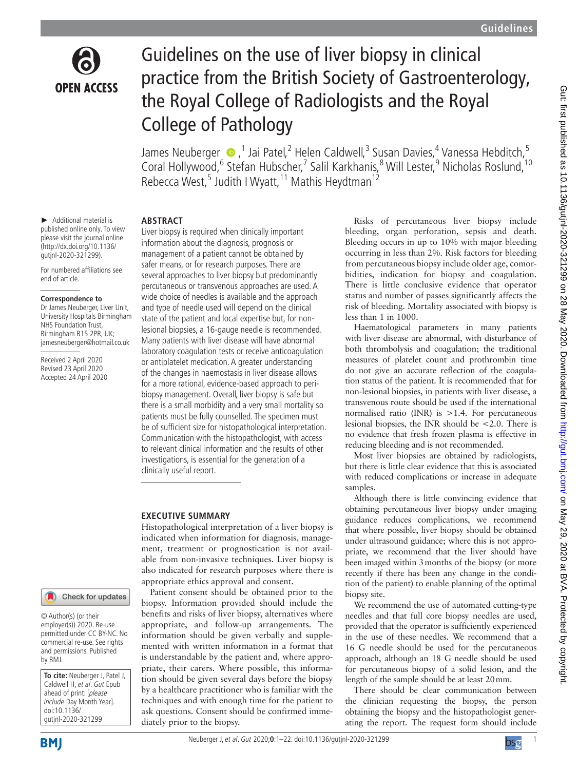# Guidelines on the use of liver biopsy in clinical practice from the British Society of Gastroenterology, the Royal College of Radiologists and the Royal College of Pathology

James Neuberger,[1] Jai Patel,[2] Helen Caldwell,[3] Susan Davies,[4] Vanessa Hebditch,[5] Coral Hollywood,[6] Stefan Hubscher,[7] Salil Karkhanis,[8] Will Lester,[9] Nicholas Roslund,[10] Rebecca West,[5] Judith I Wyatt,[11] Mathis Heydtman[12]

► Additional material is published online only. To view please visit the journal online (http://dx.doi.org/10.1136/gutjnl-2020-321299).

For numbered affiliations see end of article.

**Correspondence to**
Dr James Neuberger, Liver Unit, University Hospitals Birmingham NHS Foundation Trust, Birmingham B15 2PR, UK; jamesneuberger@hotmail.co.uk

Received 2 April 2020
Revised 23 April 2020
Accepted 24 April 2020

© Author(s) (or their employer(s)) 2020. Re-use permitted under CC BY-NC. No commercial re-use. See rights and permissions. Published by BMJ.

**To cite:** Neuberger J, Patel J, Caldwell H, et al. Gut Epub ahead of print: [please include Day Month Year]. doi:10.1136/gutjnl-2020-321299

## ABSTRACT

Liver biopsy is required when clinically important information about the diagnosis, prognosis or management of a patient cannot be obtained by safer means, or for research purposes. There are several approaches to liver biopsy but predominantly percutaneous or transvenous approaches are used. A wide choice of needles is available and the approach and type of needle used will depend on the clinical state of the patient and local expertise but, for non-lesional biopsies, a 16-gauge needle is recommended. Many patients with liver disease will have abnormal laboratory coagulation tests or receive anticoagulation or antiplatelet medication. A greater understanding of the changes in haemostasis in liver disease allows for a more rational, evidence-based approach to peri-biopsy management. Overall, liver biopsy is safe but there is a small morbidity and a very small mortality so patients must be fully counselled. The specimen must be of sufficient size for histopathological interpretation. Communication with the histopathologist, with access to relevant clinical information and the results of other investigations, is essential for the generation of a clinically useful report.

## EXECUTIVE SUMMARY

Histopathological interpretation of a liver biopsy is indicated when information for diagnosis, management, treatment or prognostication is not available from non-invasive techniques. Liver biopsy is also indicated for research purposes where there is appropriate ethics approval and consent.

Patient consent should be obtained prior to the biopsy. Information provided should include the benefits and risks of liver biopsy, alternatives where appropriate, and follow-up arrangements. The information should be given verbally and supplemented with written information in a format that is understandable by the patient and, where appropriate, their carers. Where possible, this information should be given several days before the biopsy by a healthcare practitioner who is familiar with the techniques and with enough time for the patient to ask questions. Consent should be confirmed immediately prior to the biopsy.

Risks of percutaneous liver biopsy include bleeding, organ perforation, sepsis and death. Bleeding occurs in up to 10% with major bleeding occurring in less than 2%. Risk factors for bleeding from percutaneous biopsy include older age, comorbidities, indication for biopsy and coagulation. There is little conclusive evidence that operator status and number of passes significantly affects the risk of bleeding. Mortality associated with biopsy is less than 1 in 1000.

Haematological parameters in many patients with liver disease are abnormal, with disturbance of both thrombolysis and coagulation; the traditional measures of platelet count and prothrombin time do not give an accurate reflection of the coagulation status of the patient. It is recommended that for non-lesional biopsies, in patients with liver disease, a transvenous route should be used if the international normalised ratio (INR) is >1.4. For percutaneous lesional biopsies, the INR should be <2.0. There is no evidence that fresh frozen plasma is effective in reducing bleeding and is not recommended.

Most liver biopsies are obtained by radiologists, but there is little clear evidence that this is associated with reduced complications or increase in adequate samples.

Although there is little convincing evidence that obtaining percutaneous liver biopsy under imaging guidance reduces complications, we recommend that where possible, liver biopsy should be obtained under ultrasound guidance; where this is not appropriate, we recommend that the liver should have been imaged within 3 months of the biopsy (or more recently if there has been any change in the condition of the patient) to enable planning of the optimal biopsy site.

We recommend the use of automated cutting-type needles and that full core biopsy needles are used, provided that the operator is sufficiently experienced in the use of these needles. We recommend that a 16 G needle should be used for the percutaneous approach, although an 18 G needle should be used for percutaneous biopsy of a solid lesion, and the length of the sample should be at least 20 mm.

There should be clear communication between the clinician requesting the biopsy, the person obtaining the biopsy and the histopathologist generating the report. The request form should include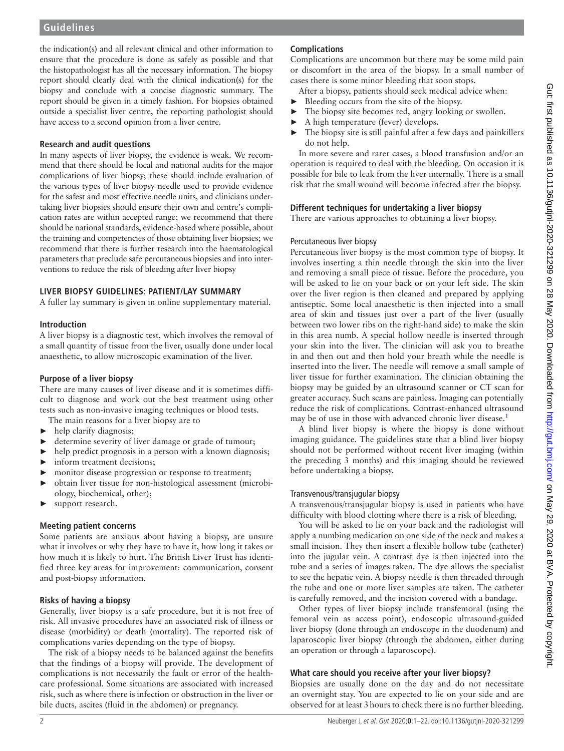the indication(s) and all relevant clinical and other information to ensure that the procedure is done as safely as possible and that the histopathologist has all the necessary information. The biopsy report should clearly deal with the clinical indication(s) for the biopsy and conclude with a concise diagnostic summary. The report should be given in a timely fashion. For biopsies obtained outside a specialist liver centre, the reporting pathologist should have access to a second opinion from a liver centre.

### Research and audit questions

In many aspects of liver biopsy, the evidence is weak. We recommend that there should be local and national audits for the major complications of liver biopsy; these should include evaluation of the various types of liver biopsy needle used to provide evidence for the safest and most effective needle units, and clinicians undertaking liver biopsies should ensure their own and centre's complication rates are within accepted range; we recommend that there should be national standards, evidence-based where possible, about the training and competencies of those obtaining liver biopsies; we recommend that there is further research into the haematological parameters that preclude safe percutaneous biopsies and into interventions to reduce the risk of bleeding after liver biopsy

## LIVER BIOPSY GUIDELINES: PATIENT/LAY SUMMARY

A fuller lay summary is given in online supplementary material.

### Introduction

A liver biopsy is a diagnostic test, which involves the removal of a small quantity of tissue from the liver, usually done under local anaesthetic, to allow microscopic examination of the liver.

### Purpose of a liver biopsy

There are many causes of liver disease and it is sometimes difficult to diagnose and work out the best treatment using other tests such as non-invasive imaging techniques or blood tests.

The main reasons for a liver biopsy are to

- help clarify diagnosis;
- determine severity of liver damage or grade of tumour;
- help predict prognosis in a person with a known diagnosis;
- inform treatment decisions;
- monitor disease progression or response to treatment;
- obtain liver tissue for non-histological assessment (microbiology, biochemical, other);
- support research.

### Meeting patient concerns

Some patients are anxious about having a biopsy, are unsure what it involves or why they have to have it, how long it takes or how much it is likely to hurt. The British Liver Trust has identified three key areas for improvement: communication, consent and post-biopsy information.

### Risks of having a biopsy

Generally, liver biopsy is a safe procedure, but it is not free of risk. All invasive procedures have an associated risk of illness or disease (morbidity) or death (mortality). The reported risk of complications varies depending on the type of biopsy.

The risk of a biopsy needs to be balanced against the benefits that the findings of a biopsy will provide. The development of complications is not necessarily the fault or error of the healthcare professional. Some situations are associated with increased risk, such as where there is infection or obstruction in the liver or bile ducts, ascites (fluid in the abdomen) or pregnancy.

### Complications

Complications are uncommon but there may be some mild pain or discomfort in the area of the biopsy. In a small number of cases there is some minor bleeding that soon stops.

After a biopsy, patients should seek medical advice when:

- Bleeding occurs from the site of the biopsy.
- The biopsy site becomes red, angry looking or swollen.
- A high temperature (fever) develops.
- The biopsy site is still painful after a few days and painkillers do not help.

In more severe and rarer cases, a blood transfusion and/or an operation is required to deal with the bleeding. On occasion it is possible for bile to leak from the liver internally. There is a small risk that the small wound will become infected after the biopsy.

### Different techniques for undertaking a liver biopsy

There are various approaches to obtaining a liver biopsy.

#### Percutaneous liver biopsy

Percutaneous liver biopsy is the most common type of biopsy. It involves inserting a thin needle through the skin into the liver and removing a small piece of tissue. Before the procedure, you will be asked to lie on your back or on your left side. The skin over the liver region is then cleaned and prepared by applying antiseptic. Some local anaesthetic is then injected into a small area of skin and tissues just over a part of the liver (usually between two lower ribs on the right-hand side) to make the skin in this area numb. A special hollow needle is inserted through your skin into the liver. The clinician will ask you to breathe in and then out and then hold your breath while the needle is inserted into the liver. The needle will remove a small sample of liver tissue for further examination. The clinician obtaining the biopsy may be guided by an ultrasound scanner or CT scan for greater accuracy. Such scans are painless. Imaging can potentially reduce the risk of complications. Contrast-enhanced ultrasound may be of use in those with advanced chronic liver disease.[1]

A blind liver biopsy is where the biopsy is done without imaging guidance. The guidelines state that a blind liver biopsy should not be performed without recent liver imaging (within the preceding 3 months) and this imaging should be reviewed before undertaking a biopsy.

#### Transvenous/transjugular biopsy

A transvenous/transjugular biopsy is used in patients who have difficulty with blood clotting where there is a risk of bleeding.

You will be asked to lie on your back and the radiologist will apply a numbing medication on one side of the neck and makes a small incision. They then insert a flexible hollow tube (catheter) into the jugular vein. A contrast dye is then injected into the tube and a series of images taken. The dye allows the specialist to see the hepatic vein. A biopsy needle is then threaded through the tube and one or more liver samples are taken. The catheter is carefully removed, and the incision covered with a bandage.

Other types of liver biopsy include transfemoral (using the femoral vein as access point), endoscopic ultrasound-guided liver biopsy (done through an endoscope in the duodenum) and laparoscopic liver biopsy (through the abdomen, either during an operation or through a laparoscope).

### What care should you receive after your liver biopsy?

Biopsies are usually done on the day and do not necessitate an overnight stay. You are expected to lie on your side and are observed for at least 3 hours to check there is no further bleeding.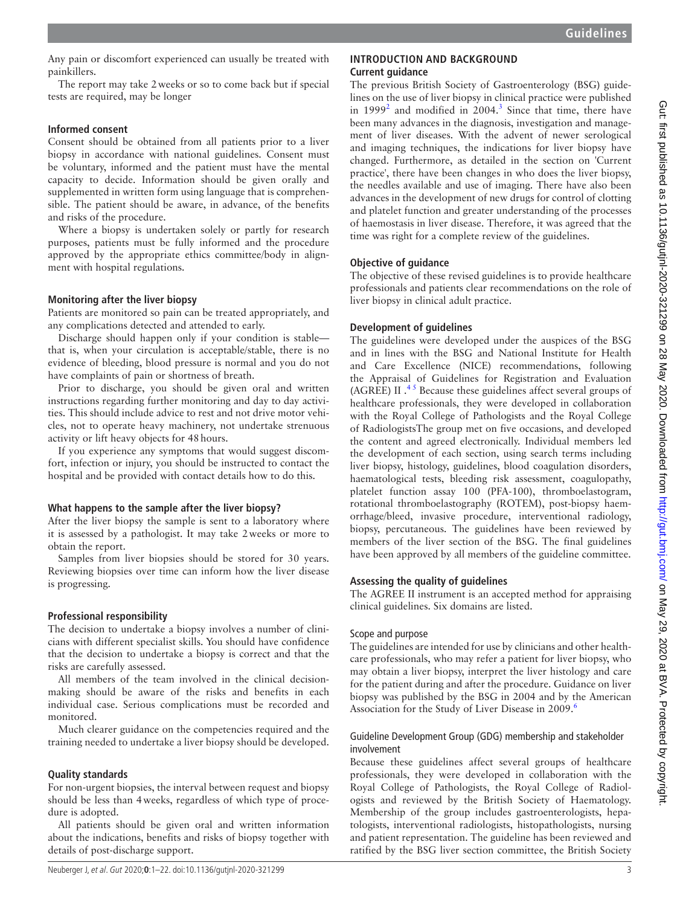Any pain or discomfort experienced can usually be treated with painkillers.

The report may take 2 weeks or so to come back but if special tests are required, may be longer

### Informed consent

Consent should be obtained from all patients prior to a liver biopsy in accordance with national guidelines. Consent must be voluntary, informed and the patient must have the mental capacity to decide. Information should be given orally and supplemented in written form using language that is comprehensible. The patient should be aware, in advance, of the benefits and risks of the procedure.

Where a biopsy is undertaken solely or partly for research purposes, patients must be fully informed and the procedure approved by the appropriate ethics committee/body in alignment with hospital regulations.

### Monitoring after the liver biopsy

Patients are monitored so pain can be treated appropriately, and any complications detected and attended to early.

Discharge should happen only if your condition is stable—that is, when your circulation is acceptable/stable, there is no evidence of bleeding, blood pressure is normal and you do not have complaints of pain or shortness of breath.

Prior to discharge, you should be given oral and written instructions regarding further monitoring and day to day activities. This should include advice to rest and not drive motor vehicles, not to operate heavy machinery, not undertake strenuous activity or lift heavy objects for 48 hours.

If you experience any symptoms that would suggest discomfort, infection or injury, you should be instructed to contact the hospital and be provided with contact details how to do this.

### What happens to the sample after the liver biopsy?

After the liver biopsy the sample is sent to a laboratory where it is assessed by a pathologist. It may take 2 weeks or more to obtain the report.

Samples from liver biopsies should be stored for 30 years. Reviewing biopsies over time can inform how the liver disease is progressing.

### Professional responsibility

The decision to undertake a biopsy involves a number of clinicians with different specialist skills. You should have confidence that the decision to undertake a biopsy is correct and that the risks are carefully assessed.

All members of the team involved in the clinical decision-making should be aware of the risks and benefits in each individual case. Serious complications must be recorded and monitored.

Much clearer guidance on the competencies required and the training needed to undertake a liver biopsy should be developed.

### Quality standards

For non-urgent biopsies, the interval between request and biopsy should be less than 4 weeks, regardless of which type of procedure is adopted.

All patients should be given oral and written information about the indications, benefits and risks of biopsy together with details of post-discharge support.

## INTRODUCTION AND BACKGROUND

### Current guidance

The previous British Society of Gastroenterology (BSG) guidelines on the use of liver biopsy in clinical practice were published in 1999[2] and modified in 2004.[3] Since that time, there have been many advances in the diagnosis, investigation and management of liver diseases. With the advent of newer serological and imaging techniques, the indications for liver biopsy have changed. Furthermore, as detailed in the section on 'Current practice', there have been changes in who does the liver biopsy, the needles available and use of imaging. There have also been advances in the development of new drugs for control of clotting and platelet function and greater understanding of the processes of haemostasis in liver disease. Therefore, it was agreed that the time was right for a complete review of the guidelines.

### Objective of guidance

The objective of these revised guidelines is to provide healthcare professionals and patients clear recommendations on the role of liver biopsy in clinical adult practice.

### Development of guidelines

The guidelines were developed under the auspices of the BSG and in lines with the BSG and National Institute for Health and Care Excellence (NICE) recommendations, following the Appraisal of Guidelines for Registration and Evaluation (AGREE) II .[4,5] Because these guidelines affect several groups of healthcare professionals, they were developed in collaboration with the Royal College of Pathologists and the Royal College of RadiologistsThe group met on five occasions, and developed the content and agreed electronically. Individual members led the development of each section, using search terms including liver biopsy, histology, guidelines, blood coagulation disorders, haematological tests, bleeding risk assessment, coagulopathy, platelet function assay 100 (PFA-100), thromboelastogram, rotational thromboelastography (ROTEM), post-biopsy haemorrhage/bleed, invasive procedure, interventional radiology, biopsy, percutaneous. The guidelines have been reviewed by members of the liver section of the BSG. The final guidelines have been approved by all members of the guideline committee.

### Assessing the quality of guidelines

The AGREE II instrument is an accepted method for appraising clinical guidelines. Six domains are listed.

#### Scope and purpose

The guidelines are intended for use by clinicians and other healthcare professionals, who may refer a patient for liver biopsy, who may obtain a liver biopsy, interpret the liver histology and care for the patient during and after the procedure. Guidance on liver biopsy was published by the BSG in 2004 and by the American Association for the Study of Liver Disease in 2009.[6]

#### Guideline Development Group (GDG) membership and stakeholder involvement

Because these guidelines affect several groups of healthcare professionals, they were developed in collaboration with the Royal College of Pathologists, the Royal College of Radiologists and reviewed by the British Society of Haematology. Membership of the group includes gastroenterologists, hepatologists, interventional radiologists, histopathologists, nursing and patient representation. The guideline has been reviewed and ratified by the BSG liver section committee, the British Society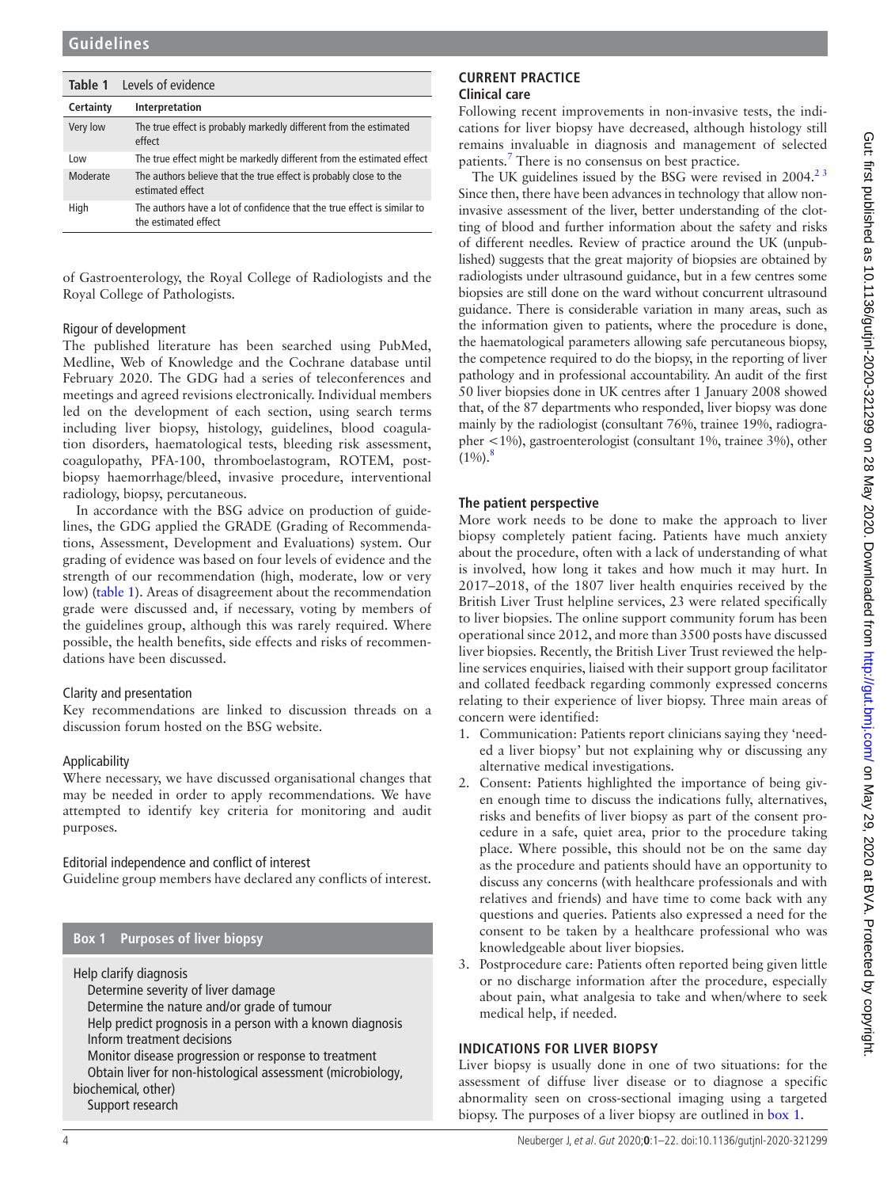**Table 1** Levels of evidence

| Certainty | Interpretation |
|---|---|
| Very low | The true effect is probably markedly different from the estimated effect |
| Low | The true effect might be markedly different from the estimated effect |
| Moderate | The authors believe that the true effect is probably close to the estimated effect |
| High | The authors have a lot of confidence that the true effect is similar to the estimated effect |

of Gastroenterology, the Royal College of Radiologists and the Royal College of Pathologists.

### Rigour of development

The published literature has been searched using PubMed, Medline, Web of Knowledge and the Cochrane database until February 2020. The GDG had a series of teleconferences and meetings and agreed revisions electronically. Individual members led on the development of each section, using search terms including liver biopsy, histology, guidelines, blood coagulation disorders, haematological tests, bleeding risk assessment, coagulopathy, PFA-100, thromboelastogram, ROTEM, post-biopsy haemorrhage/bleed, invasive procedure, interventional radiology, biopsy, percutaneous.

In accordance with the BSG advice on production of guidelines, the GDG applied the GRADE (Grading of Recommendations, Assessment, Development and Evaluations) system. Our grading of evidence was based on four levels of evidence and the strength of our recommendation (high, moderate, low or very low) (table 1). Areas of disagreement about the recommendation grade were discussed and, if necessary, voting by members of the guidelines group, although this was rarely required. Where possible, the health benefits, side effects and risks of recommendations have been discussed.

### Clarity and presentation

Key recommendations are linked to discussion threads on a discussion forum hosted on the BSG website.

### Applicability

Where necessary, we have discussed organisational changes that may be needed in order to apply recommendations. We have attempted to identify key criteria for monitoring and audit purposes.

### Editorial independence and conflict of interest

Guideline group members have declared any conflicts of interest.

**Box 1 Purposes of liver biopsy**

Help clarify diagnosis
- Determine severity of liver damage
- Determine the nature and/or grade of tumour
- Help predict prognosis in a person with a known diagnosis
- Inform treatment decisions
- Monitor disease progression or response to treatment
- Obtain liver for non-histological assessment (microbiology, biochemical, other)
- Support research

## CURRENT PRACTICE

### Clinical care

Following recent improvements in non-invasive tests, the indications for liver biopsy have decreased, although histology still remains invaluable in diagnosis and management of selected patients.[7] There is no consensus on best practice.

The UK guidelines issued by the BSG were revised in 2004.[2,3] Since then, there have been advances in technology that allow non-invasive assessment of the liver, better understanding of the clotting of blood and further information about the safety and risks of different needles. Review of practice around the UK (unpublished) suggests that the great majority of biopsies are obtained by radiologists under ultrasound guidance, but in a few centres some biopsies are still done on the ward without concurrent ultrasound guidance. There is considerable variation in many areas, such as the information given to patients, where the procedure is done, the haematological parameters allowing safe percutaneous biopsy, the competence required to do the biopsy, in the reporting of liver pathology and in professional accountability. An audit of the first 50 liver biopsies done in UK centres after 1 January 2008 showed that, of the 87 departments who responded, liver biopsy was done mainly by the radiologist (consultant 76%, trainee 19%, radiographer <1%), gastroenterologist (consultant 1%, trainee 3%), other (1%).[8]

### The patient perspective

More work needs to be done to make the approach to liver biopsy completely patient facing. Patients have much anxiety about the procedure, often with a lack of understanding of what is involved, how long it takes and how much it may hurt. In 2017–2018, of the 1807 liver health enquiries received by the British Liver Trust helpline services, 23 were related specifically to liver biopsies. The online support community forum has been operational since 2012, and more than 3500 posts have discussed liver biopsies. Recently, the British Liver Trust reviewed the helpline services enquiries, liaised with their support group facilitator and collated feedback regarding commonly expressed concerns relating to their experience of liver biopsy. Three main areas of concern were identified:

1. Communication: Patients report clinicians saying they 'needed a liver biopsy' but not explaining why or discussing any alternative medical investigations.
2. Consent: Patients highlighted the importance of being given enough time to discuss the indications fully, alternatives, risks and benefits of liver biopsy as part of the consent procedure in a safe, quiet area, prior to the procedure taking place. Where possible, this should not be on the same day as the procedure and patients should have an opportunity to discuss any concerns (with healthcare professionals and with relatives and friends) and have time to come back with any questions and queries. Patients also expressed a need for the consent to be taken by a healthcare professional who was knowledgeable about liver biopsies.
3. Postprocedure care: Patients often reported being given little or no discharge information after the procedure, especially about pain, what analgesia to take and when/where to seek medical help, if needed.

## INDICATIONS FOR LIVER BIOPSY

Liver biopsy is usually done in one of two situations: for the assessment of diffuse liver disease or to diagnose a specific abnormality seen on cross-sectional imaging using a targeted biopsy. The purposes of a liver biopsy are outlined in box 1.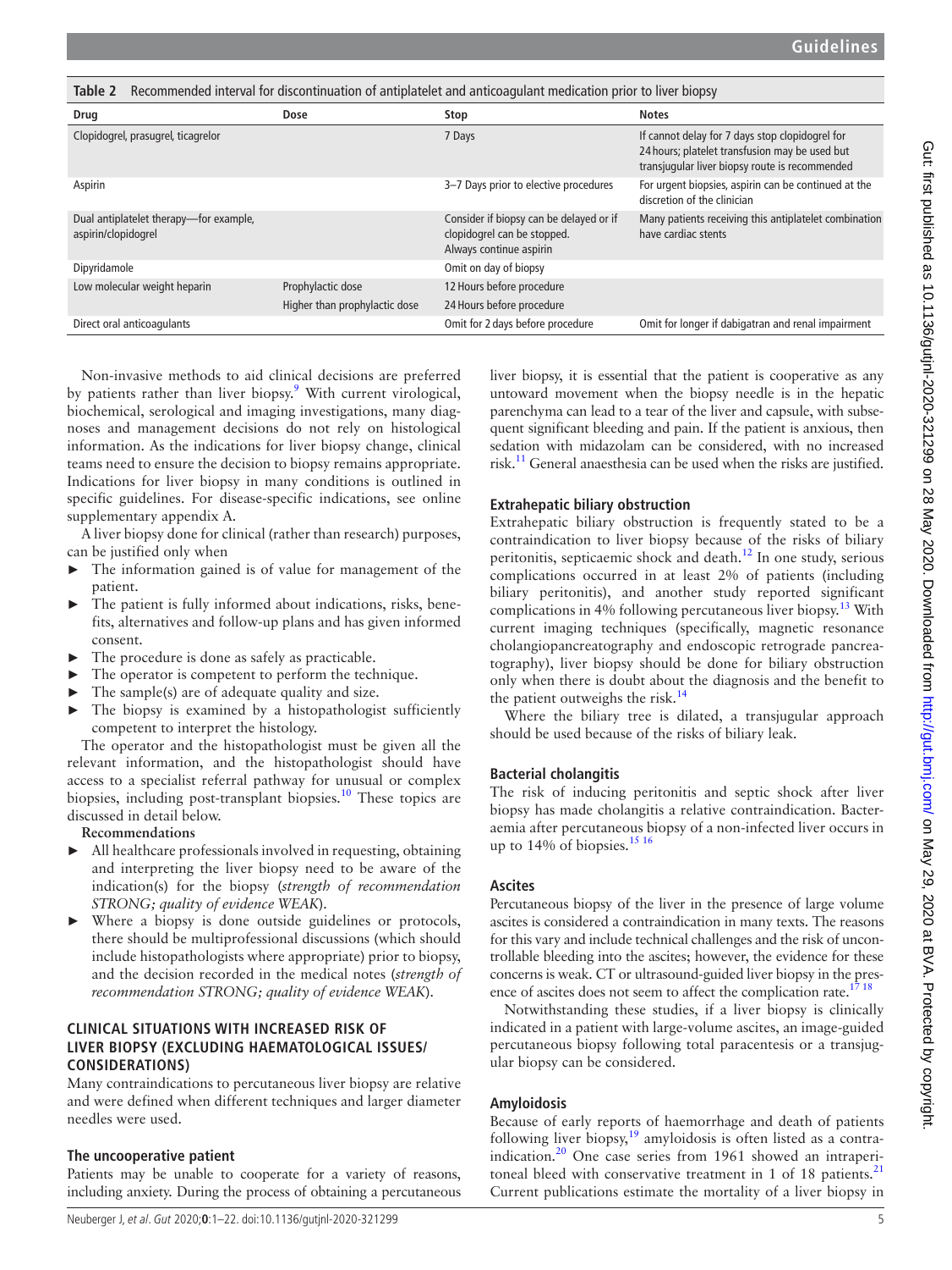**Table 2** Recommended interval for discontinuation of antiplatelet and anticoagulant medication prior to liver biopsy

| Drug | Dose | Stop | Notes |
|---|---|---|---|
| Clopidogrel, prasugrel, ticagrelor | | 7 Days | If cannot delay for 7 days stop clopidogrel for 24 hours; platelet transfusion may be used but transjugular liver biopsy route is recommended |
| Aspirin | | 3–7 Days prior to elective procedures | For urgent biopsies, aspirin can be continued at the discretion of the clinician |
| Dual antiplatelet therapy—for example, aspirin/clopidogrel | | Consider if biopsy can be delayed or if clopidogrel can be stopped. Always continue aspirin | Many patients receiving this antiplatelet combination have cardiac stents |
| Dipyridamole | | Omit on day of biopsy | |
| Low molecular weight heparin | Prophylactic dose | 12 Hours before procedure | |
| | Higher than prophylactic dose | 24 Hours before procedure | |
| Direct oral anticoagulants | | Omit for 2 days before procedure | Omit for longer if dabigatran and renal impairment |

Non-invasive methods to aid clinical decisions are preferred by patients rather than liver biopsy.[9] With current virological, biochemical, serological and imaging investigations, many diagnoses and management decisions do not rely on histological information. As the indications for liver biopsy change, clinical teams need to ensure the decision to biopsy remains appropriate. Indications for liver biopsy in many conditions is outlined in specific guidelines. For disease-specific indications, see online supplementary appendix A.

A liver biopsy done for clinical (rather than research) purposes, can be justified only when

- The information gained is of value for management of the patient.
- The patient is fully informed about indications, risks, benefits, alternatives and follow-up plans and has given informed consent.
- The procedure is done as safely as practicable.
- The operator is competent to perform the technique.
- The sample(s) are of adequate quality and size.
- The biopsy is examined by a histopathologist sufficiently competent to interpret the histology.

The operator and the histopathologist must be given all the relevant information, and the histopathologist should have access to a specialist referral pathway for unusual or complex biopsies, including post-transplant biopsies.[10] These topics are discussed in detail below.

**Recommendations**

- All healthcare professionals involved in requesting, obtaining and interpreting the liver biopsy need to be aware of the indication(s) for the biopsy (*strength of recommendation STRONG; quality of evidence WEAK*).
- Where a biopsy is done outside guidelines or protocols, there should be multiprofessional discussions (which should include histopathologists where appropriate) prior to biopsy, and the decision recorded in the medical notes (*strength of recommendation STRONG; quality of evidence WEAK*).

## CLINICAL SITUATIONS WITH INCREASED RISK OF LIVER BIOPSY (EXCLUDING HAEMATOLOGICAL ISSUES/CONSIDERATIONS)

Many contraindications to percutaneous liver biopsy are relative and were defined when different techniques and larger diameter needles were used.

### The uncooperative patient

Patients may be unable to cooperate for a variety of reasons, including anxiety. During the process of obtaining a percutaneous liver biopsy, it is essential that the patient is cooperative as any untoward movement when the biopsy needle is in the hepatic parenchyma can lead to a tear of the liver and capsule, with subsequent significant bleeding and pain. If the patient is anxious, then sedation with midazolam can be considered, with no increased risk.[11] General anaesthesia can be used when the risks are justified.

### Extrahepatic biliary obstruction

Extrahepatic biliary obstruction is frequently stated to be a contraindication to liver biopsy because of the risks of biliary peritonitis, septicaemic shock and death.[12] In one study, serious complications occurred in at least 2% of patients (including biliary peritonitis), and another study reported significant complications in 4% following percutaneous liver biopsy.[13] With current imaging techniques (specifically, magnetic resonance cholangiopancreatography and endoscopic retrograde pancreatography), liver biopsy should be done for biliary obstruction only when there is doubt about the diagnosis and the benefit to the patient outweighs the risk.[14]

Where the biliary tree is dilated, a transjugular approach should be used because of the risks of biliary leak.

### Bacterial cholangitis

The risk of inducing peritonitis and septic shock after liver biopsy has made cholangitis a relative contraindication. Bacteraemia after percutaneous biopsy of a non-infected liver occurs in up to 14% of biopsies.[15,16]

### Ascites

Percutaneous biopsy of the liver in the presence of large volume ascites is considered a contraindication in many texts. The reasons for this vary and include technical challenges and the risk of uncontrollable bleeding into the ascites; however, the evidence for these concerns is weak. CT or ultrasound-guided liver biopsy in the presence of ascites does not seem to affect the complication rate.[17,18]

Notwithstanding these studies, if a liver biopsy is clinically indicated in a patient with large-volume ascites, an image-guided percutaneous biopsy following total paracentesis or a transjugular biopsy can be considered.

### Amyloidosis

Because of early reports of haemorrhage and death of patients following liver biopsy,[19] amyloidosis is often listed as a contraindication.[20] One case series from 1961 showed an intraperitoneal bleed with conservative treatment in 1 of 18 patients.[21] Current publications estimate the mortality of a liver biopsy in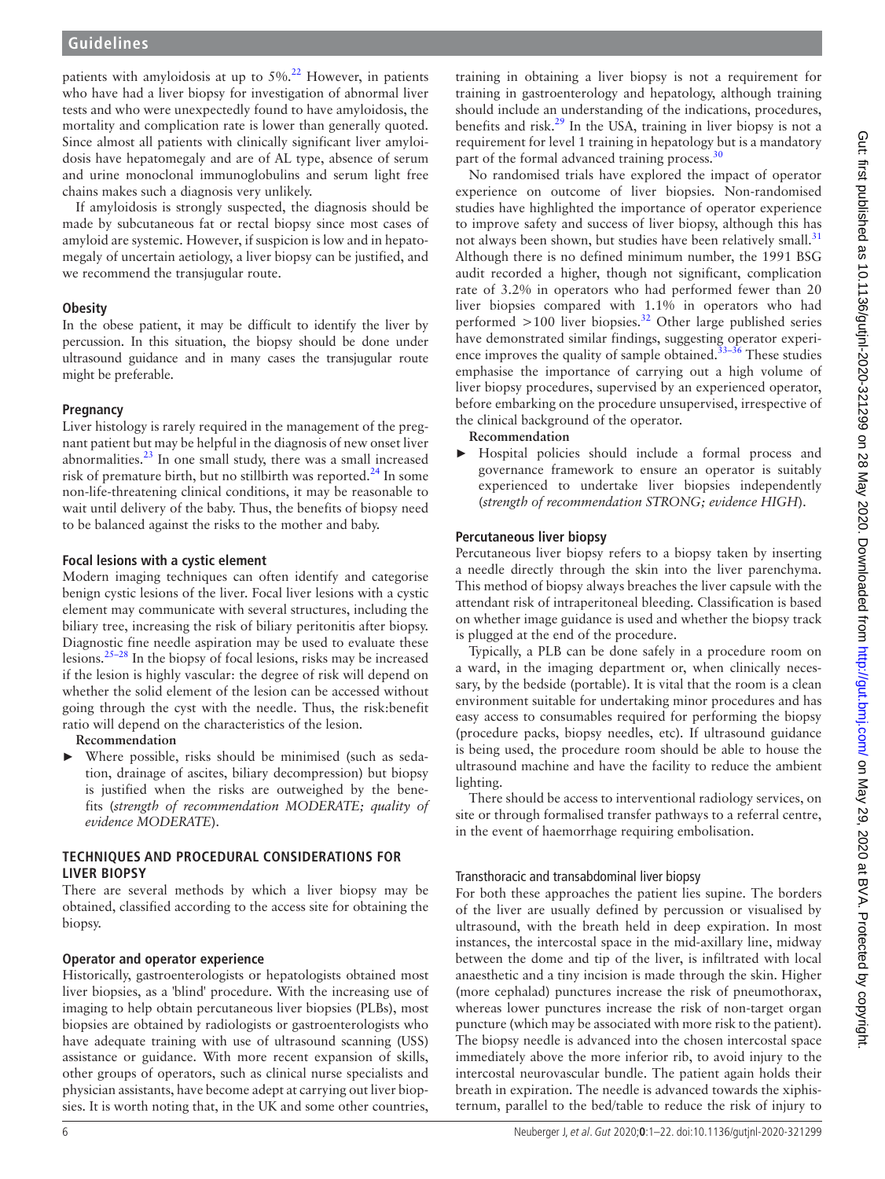patients with amyloidosis at up to 5%.[22] However, in patients who have had a liver biopsy for investigation of abnormal liver tests and who were unexpectedly found to have amyloidosis, the mortality and complication rate is lower than generally quoted. Since almost all patients with clinically significant liver amyloidosis have hepatomegaly and are of AL type, absence of serum and urine monoclonal immunoglobulins and serum light free chains makes such a diagnosis very unlikely.

If amyloidosis is strongly suspected, the diagnosis should be made by subcutaneous fat or rectal biopsy since most cases of amyloid are systemic. However, if suspicion is low and in hepatomegaly of uncertain aetiology, a liver biopsy can be justified, and we recommend the transjugular route.

### Obesity

In the obese patient, it may be difficult to identify the liver by percussion. In this situation, the biopsy should be done under ultrasound guidance and in many cases the transjugular route might be preferable.

### Pregnancy

Liver histology is rarely required in the management of the pregnant patient but may be helpful in the diagnosis of new onset liver abnormalities.[23] In one small study, there was a small increased risk of premature birth, but no stillbirth was reported.[24] In some non-life-threatening clinical conditions, it may be reasonable to wait until delivery of the baby. Thus, the benefits of biopsy need to be balanced against the risks to the mother and baby.

### Focal lesions with a cystic element

Modern imaging techniques can often identify and categorise benign cystic lesions of the liver. Focal liver lesions with a cystic element may communicate with several structures, including the biliary tree, increasing the risk of biliary peritonitis after biopsy. Diagnostic fine needle aspiration may be used to evaluate these lesions.[25–28] In the biopsy of focal lesions, risks may be increased if the lesion is highly vascular: the degree of risk will depend on whether the solid element of the lesion can be accessed without going through the cyst with the needle. Thus, the risk:benefit ratio will depend on the characteristics of the lesion.

**Recommendation**

- Where possible, risks should be minimised (such as sedation, drainage of ascites, biliary decompression) but biopsy is justified when the risks are outweighed by the benefits (*strength of recommendation MODERATE; quality of evidence MODERATE*).

## TECHNIQUES AND PROCEDURAL CONSIDERATIONS FOR LIVER BIOPSY

There are several methods by which a liver biopsy may be obtained, classified according to the access site for obtaining the biopsy.

### Operator and operator experience

Historically, gastroenterologists or hepatologists obtained most liver biopsies, as a 'blind' procedure. With the increasing use of imaging to help obtain percutaneous liver biopsies (PLBs), most biopsies are obtained by radiologists or gastroenterologists who have adequate training with use of ultrasound scanning (USS) assistance or guidance. With more recent expansion of skills, other groups of operators, such as clinical nurse specialists and physician assistants, have become adept at carrying out liver biopsies. It is worth noting that, in the UK and some other countries, training in obtaining a liver biopsy is not a requirement for training in gastroenterology and hepatology, although training should include an understanding of the indications, procedures, benefits and risk.[29] In the USA, training in liver biopsy is not a requirement for level 1 training in hepatology but is a mandatory part of the formal advanced training process.[30]

No randomised trials have explored the impact of operator experience on outcome of liver biopsies. Non-randomised studies have highlighted the importance of operator experience to improve safety and success of liver biopsy, although this has not always been shown, but studies have been relatively small.[31] Although there is no defined minimum number, the 1991 BSG audit recorded a higher, though not significant, complication rate of 3.2% in operators who had performed fewer than 20 liver biopsies compared with 1.1% in operators who had performed >100 liver biopsies.[32] Other large published series have demonstrated similar findings, suggesting operator experience improves the quality of sample obtained.[33–36] These studies emphasise the importance of carrying out a high volume of liver biopsy procedures, supervised by an experienced operator, before embarking on the procedure unsupervised, irrespective of the clinical background of the operator.

**Recommendation**

- Hospital policies should include a formal process and governance framework to ensure an operator is suitably experienced to undertake liver biopsies independently (*strength of recommendation STRONG; evidence HIGH*).

### Percutaneous liver biopsy

Percutaneous liver biopsy refers to a biopsy taken by inserting a needle directly through the skin into the liver parenchyma. This method of biopsy always breaches the liver capsule with the attendant risk of intraperitoneal bleeding. Classification is based on whether image guidance is used and whether the biopsy track is plugged at the end of the procedure.

Typically, a PLB can be done safely in a procedure room on a ward, in the imaging department or, when clinically necessary, by the bedside (portable). It is vital that the room is a clean environment suitable for undertaking minor procedures and has easy access to consumables required for performing the biopsy (procedure packs, biopsy needles, etc). If ultrasound guidance is being used, the procedure room should be able to house the ultrasound machine and have the facility to reduce the ambient lighting.

There should be access to interventional radiology services, on site or through formalised transfer pathways to a referral centre, in the event of haemorrhage requiring embolisation.

#### Transthoracic and transabdominal liver biopsy

For both these approaches the patient lies supine. The borders of the liver are usually defined by percussion or visualised by ultrasound, with the breath held in deep expiration. In most instances, the intercostal space in the mid-axillary line, midway between the dome and tip of the liver, is infiltrated with local anaesthetic and a tiny incision is made through the skin. Higher (more cephalad) punctures increase the risk of pneumothorax, whereas lower punctures increase the risk of non-target organ puncture (which may be associated with more risk to the patient). The biopsy needle is advanced into the chosen intercostal space immediately above the more inferior rib, to avoid injury to the intercostal neurovascular bundle. The patient again holds their breath in expiration. The needle is advanced towards the xiphisternum, parallel to the bed/table to reduce the risk of injury to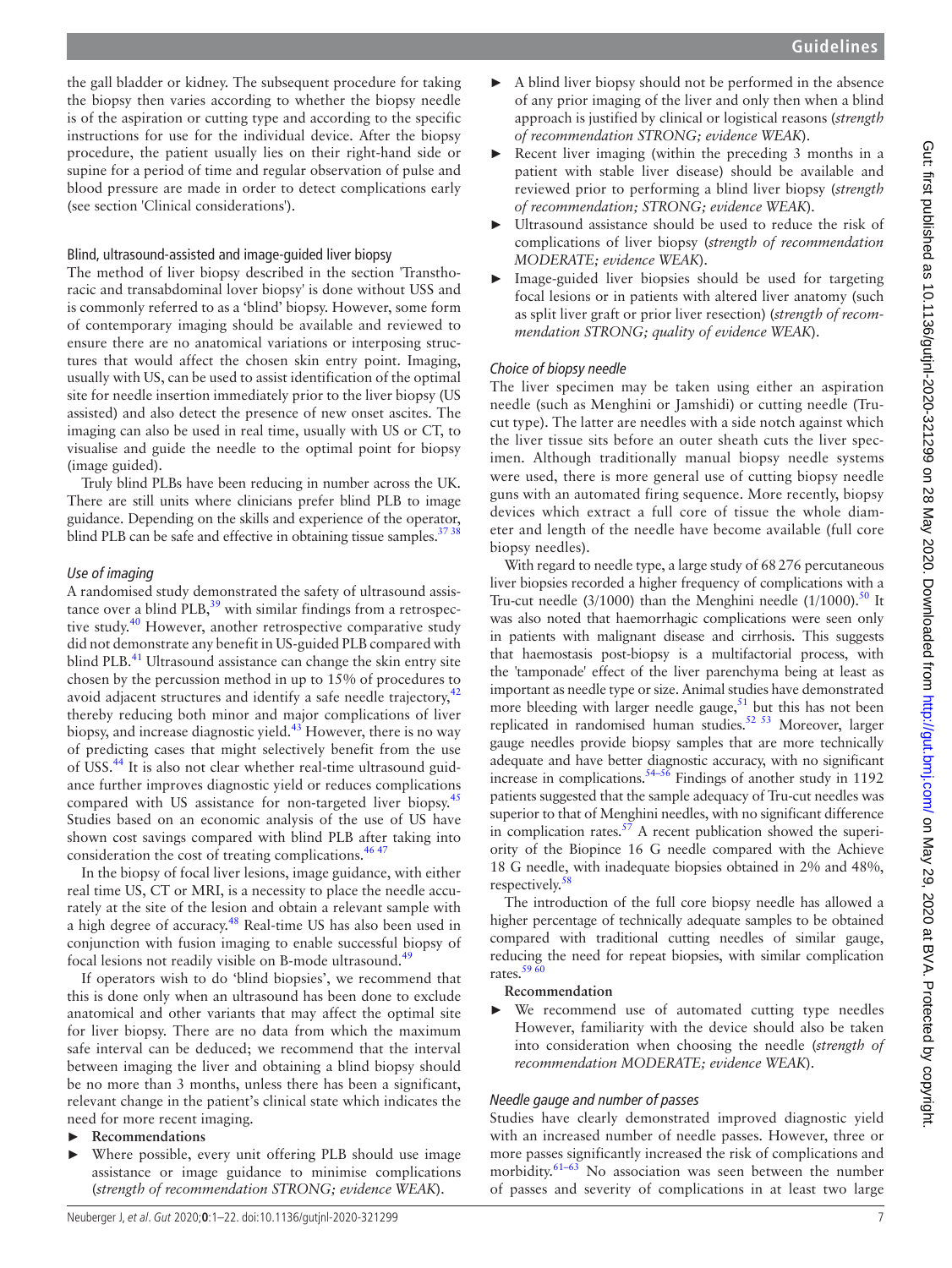the gall bladder or kidney. The subsequent procedure for taking the biopsy then varies according to whether the biopsy needle is of the aspiration or cutting type and according to the specific instructions for use for the individual device. After the biopsy procedure, the patient usually lies on their right-hand side or supine for a period of time and regular observation of pulse and blood pressure are made in order to detect complications early (see section 'Clinical considerations').

### Blind, ultrasound-assisted and image-guided liver biopsy

The method of liver biopsy described in the section 'Transthoracic and transabdominal lover biopsy' is done without USS and is commonly referred to as a 'blind' biopsy. However, some form of contemporary imaging should be available and reviewed to ensure there are no anatomical variations or interposing structures that would affect the chosen skin entry point. Imaging, usually with US, can be used to assist identification of the optimal site for needle insertion immediately prior to the liver biopsy (US assisted) and also detect the presence of new onset ascites. The imaging can also be used in real time, usually with US or CT, to visualise and guide the needle to the optimal point for biopsy (image guided).

Truly blind PLBs have been reducing in number across the UK. There are still units where clinicians prefer blind PLB to image guidance. Depending on the skills and experience of the operator, blind PLB can be safe and effective in obtaining tissue samples.[37 38]

### Use of imaging

A randomised study demonstrated the safety of ultrasound assistance over a blind PLB,[39] with similar findings from a retrospective study.[40] However, another retrospective comparative study did not demonstrate any benefit in US-guided PLB compared with blind PLB.[41] Ultrasound assistance can change the skin entry site chosen by the percussion method in up to 15% of procedures to avoid adjacent structures and identify a safe needle trajectory,[42] thereby reducing both minor and major complications of liver biopsy, and increase diagnostic yield.[43] However, there is no way of predicting cases that might selectively benefit from the use of USS.[44] It is also not clear whether real-time ultrasound guidance further improves diagnostic yield or reduces complications compared with US assistance for non-targeted liver biopsy.[45] Studies based on an economic analysis of the use of US have shown cost savings compared with blind PLB after taking into consideration the cost of treating complications.[46 47]

In the biopsy of focal liver lesions, image guidance, with either real time US, CT or MRI, is a necessity to place the needle accurately at the site of the lesion and obtain a relevant sample with a high degree of accuracy.[48] Real-time US has also been used in conjunction with fusion imaging to enable successful biopsy of focal lesions not readily visible on B-mode ultrasound.[49]

If operators wish to do 'blind biopsies', we recommend that this is done only when an ultrasound has been done to exclude anatomical and other variants that may affect the optimal site for liver biopsy. There are no data from which the maximum safe interval can be deduced; we recommend that the interval between imaging the liver and obtaining a blind biopsy should be no more than 3 months, unless there has been a significant, relevant change in the patient's clinical state which indicates the need for more recent imaging.

- **Recommendations**
- Where possible, every unit offering PLB should use image assistance or image guidance to minimise complications (*strength of recommendation STRONG; evidence WEAK*).
- A blind liver biopsy should not be performed in the absence of any prior imaging of the liver and only then when a blind approach is justified by clinical or logistical reasons (*strength of recommendation STRONG; evidence WEAK*).
- Recent liver imaging (within the preceding 3 months in a patient with stable liver disease) should be available and reviewed prior to performing a blind liver biopsy (*strength of recommendation; STRONG; evidence WEAK*).
- Ultrasound assistance should be used to reduce the risk of complications of liver biopsy (*strength of recommendation MODERATE; evidence WEAK*).
- Image-guided liver biopsies should be used for targeting focal lesions or in patients with altered liver anatomy (such as split liver graft or prior liver resection) (*strength of recommendation STRONG; quality of evidence WEAK*).

### Choice of biopsy needle

The liver specimen may be taken using either an aspiration needle (such as Menghini or Jamshidi) or cutting needle (Tru-cut type). The latter are needles with a side notch against which the liver tissue sits before an outer sheath cuts the liver specimen. Although traditionally manual biopsy needle systems were used, there is more general use of cutting biopsy needle guns with an automated firing sequence. More recently, biopsy devices which extract a full core of tissue the whole diameter and length of the needle have become available (full core biopsy needles).

With regard to needle type, a large study of 68 276 percutaneous liver biopsies recorded a higher frequency of complications with a Tru-cut needle (3/1000) than the Menghini needle (1/1000).[50] It was also noted that haemorrhagic complications were seen only in patients with malignant disease and cirrhosis. This suggests that haemostasis post-biopsy is a multifactorial process, with the 'tamponade' effect of the liver parenchyma being at least as important as needle type or size. Animal studies have demonstrated more bleeding with larger needle gauge,[51] but this has not been replicated in randomised human studies.[52 53] Moreover, larger gauge needles provide biopsy samples that are more technically adequate and have better diagnostic accuracy, with no significant increase in complications.[54–56] Findings of another study in 1192 patients suggested that the sample adequacy of Tru-cut needles was superior to that of Menghini needles, with no significant difference in complication rates.[57] A recent publication showed the superiority of the Biopince 16 G needle compared with the Achieve 18 G needle, with inadequate biopsies obtained in 2% and 48%, respectively.[58]

The introduction of the full core biopsy needle has allowed a higher percentage of technically adequate samples to be obtained compared with traditional cutting needles of similar gauge, reducing the need for repeat biopsies, with similar complication rates.[59 60]

**Recommendation**

- We recommend use of automated cutting type needles However, familiarity with the device should also be taken into consideration when choosing the needle (*strength of recommendation MODERATE; evidence WEAK*).

### Needle gauge and number of passes

Studies have clearly demonstrated improved diagnostic yield with an increased number of needle passes. However, three or more passes significantly increased the risk of complications and morbidity.[61–63] No association was seen between the number of passes and severity of complications in at least two large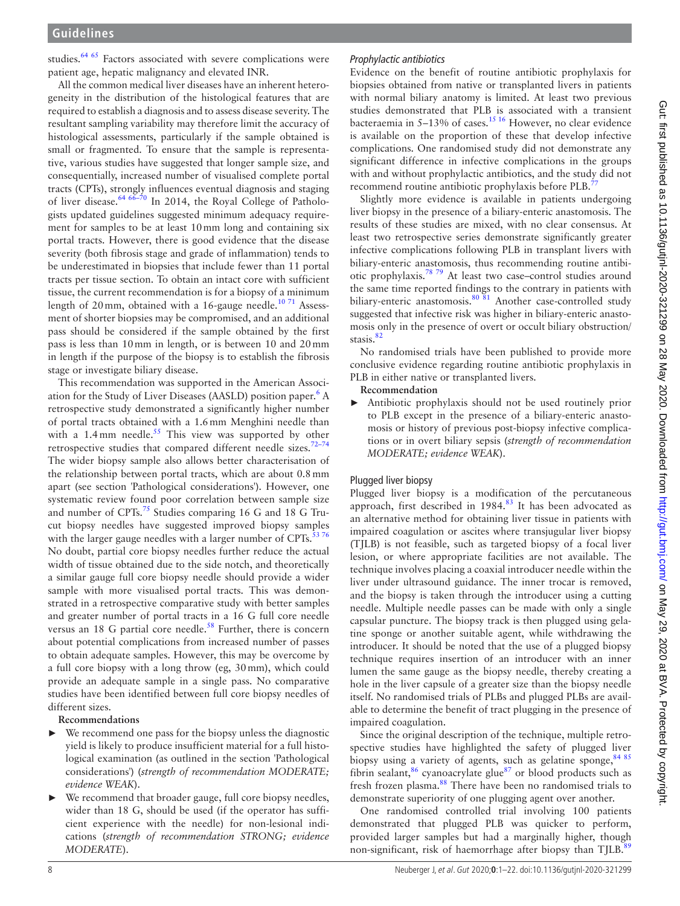studies.[64 65] Factors associated with severe complications were patient age, hepatic malignancy and elevated INR.

All the common medical liver diseases have an inherent heterogeneity in the distribution of the histological features that are required to establish a diagnosis and to assess disease severity. The resultant sampling variability may therefore limit the accuracy of histological assessments, particularly if the sample obtained is small or fragmented. To ensure that the sample is representative, various studies have suggested that longer sample size, and consequentially, increased number of visualised complete portal tracts (CPTs), strongly influences eventual diagnosis and staging of liver disease.[64 66–70] In 2014, the Royal College of Pathologists updated guidelines suggested minimum adequacy requirement for samples to be at least 10 mm long and containing six portal tracts. However, there is good evidence that the disease severity (both fibrosis stage and grade of inflammation) tends to be underestimated in biopsies that include fewer than 11 portal tracts per tissue section. To obtain an intact core with sufficient tissue, the current recommendation is for a biopsy of a minimum length of 20 mm, obtained with a 16-gauge needle.[10 71] Assessment of shorter biopsies may be compromised, and an additional pass should be considered if the sample obtained by the first pass is less than 10 mm in length, or is between 10 and 20 mm in length if the purpose of the biopsy is to establish the fibrosis stage or investigate biliary disease.

This recommendation was supported in the American Association for the Study of Liver Diseases (AASLD) position paper.[6] A retrospective study demonstrated a significantly higher number of portal tracts obtained with a 1.6 mm Menghini needle than with a 1.4 mm needle.[55] This view was supported by other retrospective studies that compared different needle sizes.[72–74] The wider biopsy sample also allows better characterisation of the relationship between portal tracts, which are about 0.8 mm apart (see section 'Pathological considerations'). However, one systematic review found poor correlation between sample size and number of CPTs.[75] Studies comparing 16 G and 18 G Tru-cut biopsy needles have suggested improved biopsy samples with the larger gauge needles with a larger number of CPTs.[53 76] No doubt, partial core biopsy needles further reduce the actual width of tissue obtained due to the side notch, and theoretically a similar gauge full core biopsy needle should provide a wider sample with more visualised portal tracts. This was demonstrated in a retrospective comparative study with better samples and greater number of portal tracts in a 16 G full core needle versus an 18 G partial core needle.[58] Further, there is concern about potential complications from increased number of passes to obtain adequate samples. However, this may be overcome by a full core biopsy with a long throw (eg, 30 mm), which could provide an adequate sample in a single pass. No comparative studies have been identified between full core biopsy needles of different sizes.

**Recommendations**

- We recommend one pass for the biopsy unless the diagnostic yield is likely to produce insufficient material for a full histological examination (as outlined in the section 'Pathological considerations') (*strength of recommendation MODERATE; evidence WEAK*).
- We recommend that broader gauge, full core biopsy needles, wider than 18 G, should be used (if the operator has sufficient experience with the needle) for non-lesional indications (*strength of recommendation STRONG; evidence MODERATE*).

### *Prophylactic antibiotics*

Evidence on the benefit of routine antibiotic prophylaxis for biopsies obtained from native or transplanted livers in patients with normal biliary anatomy is limited. At least two previous studies demonstrated that PLB is associated with a transient bacteraemia in 5–13% of cases.[15 16] However, no clear evidence is available on the proportion of these that develop infective complications. One randomised study did not demonstrate any significant difference in infective complications in the groups with and without prophylactic antibiotics, and the study did not recommend routine antibiotic prophylaxis before PLB.[77]

Slightly more evidence is available in patients undergoing liver biopsy in the presence of a biliary-enteric anastomosis. The results of these studies are mixed, with no clear consensus. At least two retrospective series demonstrate significantly greater infective complications following PLB in transplant livers with biliary-enteric anastomosis, thus recommending routine antibiotic prophylaxis.[78 79] At least two case–control studies around the same time reported findings to the contrary in patients with biliary-enteric anastomosis.[80 81] Another case-controlled study suggested that infective risk was higher in biliary-enteric anastomosis only in the presence of overt or occult biliary obstruction/stasis.[82]

No randomised trials have been published to provide more conclusive evidence regarding routine antibiotic prophylaxis in PLB in either native or transplanted livers.

**Recommendation**

- Antibiotic prophylaxis should not be used routinely prior to PLB except in the presence of a biliary-enteric anastomosis or history of previous post-biopsy infective complications or in overt biliary sepsis (*strength of recommendation MODERATE; evidence WEAK*).

### Plugged liver biopsy

Plugged liver biopsy is a modification of the percutaneous approach, first described in 1984.[83] It has been advocated as an alternative method for obtaining liver tissue in patients with impaired coagulation or ascites where transjugular liver biopsy (TJLB) is not feasible, such as targeted biopsy of a focal liver lesion, or where appropriate facilities are not available. The technique involves placing a coaxial introducer needle within the liver under ultrasound guidance. The inner trocar is removed, and the biopsy is taken through the introducer using a cutting needle. Multiple needle passes can be made with only a single capsular puncture. The biopsy track is then plugged using gelatine sponge or another suitable agent, while withdrawing the introducer. It should be noted that the use of a plugged biopsy technique requires insertion of an introducer with an inner lumen the same gauge as the biopsy needle, thereby creating a hole in the liver capsule of a greater size than the biopsy needle itself. No randomised trials of PLBs and plugged PLBs are available to determine the benefit of tract plugging in the presence of impaired coagulation.

Since the original description of the technique, multiple retrospective studies have highlighted the safety of plugged liver biopsy using a variety of agents, such as gelatine sponge,[84 85] fibrin sealant,[86] cyanoacrylate glue[87] or blood products such as fresh frozen plasma.[88] There have been no randomised trials to demonstrate superiority of one plugging agent over another.

One randomised controlled trial involving 100 patients demonstrated that plugged PLB was quicker to perform, provided larger samples but had a marginally higher, though non-significant, risk of haemorrhage after biopsy than TJLB.[89]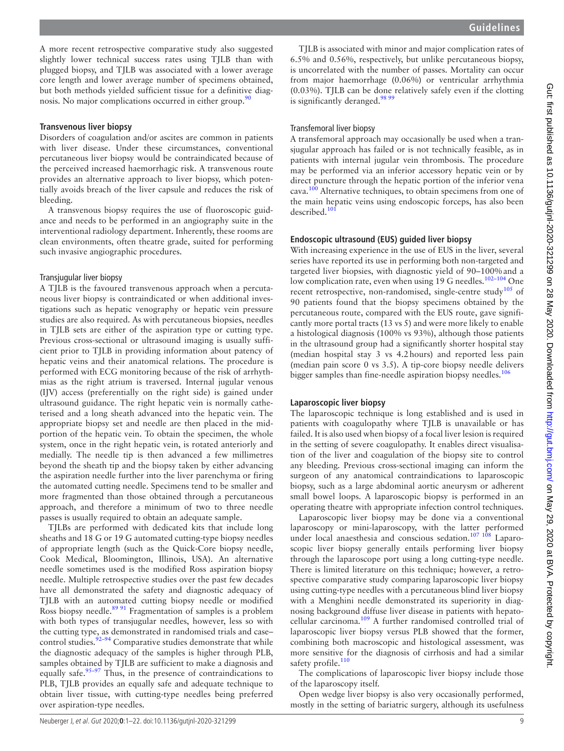A more recent retrospective comparative study also suggested slightly lower technical success rates using TJLB than with plugged biopsy, and TJLB was associated with a lower average core length and lower average number of specimens obtained, but both methods yielded sufficient tissue for a definitive diagnosis. No major complications occurred in either group.[90]

### Transvenous liver biopsy

Disorders of coagulation and/or ascites are common in patients with liver disease. Under these circumstances, conventional percutaneous liver biopsy would be contraindicated because of the perceived increased haemorrhagic risk. A transvenous route provides an alternative approach to liver biopsy, which potentially avoids breach of the liver capsule and reduces the risk of bleeding.

A transvenous biopsy requires the use of fluoroscopic guidance and needs to be performed in an angiography suite in the interventional radiology department. Inherently, these rooms are clean environments, often theatre grade, suited for performing such invasive angiographic procedures.

#### Transjugular liver biopsy

A TJLB is the favoured transvenous approach when a percutaneous liver biopsy is contraindicated or when additional investigations such as hepatic venography or hepatic vein pressure studies are also required. As with percutaneous biopsies, needles in TJLB sets are either of the aspiration type or cutting type. Previous cross-sectional or ultrasound imaging is usually sufficient prior to TJLB in providing information about patency of hepatic veins and their anatomical relations. The procedure is performed with ECG monitoring because of the risk of arrhythmias as the right atrium is traversed. Internal jugular venous (IJV) access (preferentially on the right side) is gained under ultrasound guidance. The right hepatic vein is normally catheterised and a long sheath advanced into the hepatic vein. The appropriate biopsy set and needle are then placed in the mid-portion of the hepatic vein. To obtain the specimen, the whole system, once in the right hepatic vein, is rotated anteriorly and medially. The needle tip is then advanced a few millimetres beyond the sheath tip and the biopsy taken by either advancing the aspiration needle further into the liver parenchyma or firing the automated cutting needle. Specimens tend to be smaller and more fragmented than those obtained through a percutaneous approach, and therefore a minimum of two to three needle passes is usually required to obtain an adequate sample.

TJLBs are performed with dedicated kits that include long sheaths and 18 G or 19 G automated cutting-type biopsy needles of appropriate length (such as the Quick-Core biopsy needle, Cook Medical, Bloomington, Illinois, USA). An alternative needle sometimes used is the modified Ross aspiration biopsy needle. Multiple retrospective studies over the past few decades have all demonstrated the safety and diagnostic adequacy of TJLB with an automated cutting biopsy needle or modified Ross biopsy needle.[89 91] Fragmentation of samples is a problem with both types of transjugular needles, however, less so with the cutting type, as demonstrated in randomised trials and case–control studies.[92–94] Comparative studies demonstrate that while the diagnostic adequacy of the samples is higher through PLB, samples obtained by TJLB are sufficient to make a diagnosis and equally safe.[95–97] Thus, in the presence of contraindications to PLB, TJLB provides an equally safe and adequate technique to obtain liver tissue, with cutting-type needles being preferred over aspiration-type needles.

TJLB is associated with minor and major complication rates of 6.5% and 0.56%, respectively, but unlike percutaneous biopsy, is uncorrelated with the number of passes. Mortality can occur from major haemorrhage (0.06%) or ventricular arrhythmia (0.03%). TJLB can be done relatively safely even if the clotting is significantly deranged.[98 99]

#### Transfemoral liver biopsy

A transfemoral approach may occasionally be used when a transjugular approach has failed or is not technically feasible, as in patients with internal jugular vein thrombosis. The procedure may be performed via an inferior accessory hepatic vein or by direct puncture through the hepatic portion of the inferior vena cava.[100] Alternative techniques, to obtain specimens from one of the main hepatic veins using endoscopic forceps, has also been described.[101]

### Endoscopic ultrasound (EUS) guided liver biopsy

With increasing experience in the use of EUS in the liver, several series have reported its use in performing both non-targeted and targeted liver biopsies, with diagnostic yield of 90–100% and a low complication rate, even when using 19 G needles.[102–104] One recent retrospective, non-randomised, single-centre study[105] of 90 patients found that the biopsy specimens obtained by the percutaneous route, compared with the EUS route, gave significantly more portal tracts (13 vs 5) and were more likely to enable a histological diagnosis (100% vs 93%), although those patients in the ultrasound group had a significantly shorter hospital stay (median hospital stay 3 vs 4.2 hours) and reported less pain (median pain score 0 vs 3.5). A tip-core biopsy needle delivers bigger samples than fine-needle aspiration biopsy needles.[106]

### Laparoscopic liver biopsy

The laparoscopic technique is long established and is used in patients with coagulopathy where TJLB is unavailable or has failed. It is also used when biopsy of a focal liver lesion is required in the setting of severe coagulopathy. It enables direct visualisation of the liver and coagulation of the biopsy site to control any bleeding. Previous cross-sectional imaging can inform the surgeon of any anatomical contraindications to laparoscopic biopsy, such as a large abdominal aortic aneurysm or adherent small bowel loops. A laparoscopic biopsy is performed in an operating theatre with appropriate infection control techniques.

Laparoscopic liver biopsy may be done via a conventional laparoscopy or mini-laparoscopy, with the latter performed under local anaesthesia and conscious sedation.[107 108] Laparoscopic liver biopsy generally entails performing liver biopsy through the laparoscope port using a long cutting-type needle. There is limited literature on this technique; however, a retrospective comparative study comparing laparoscopic liver biopsy using cutting-type needles with a percutaneous blind liver biopsy with a Menghini needle demonstrated its superiority in diagnosing background diffuse liver disease in patients with hepatocellular carcinoma.[109] A further randomised controlled trial of laparoscopic liver biopsy versus PLB showed that the former, combining both macroscopic and histological assessment, was more sensitive for the diagnosis of cirrhosis and had a similar safety profile.[110]

The complications of laparoscopic liver biopsy include those of the laparoscopy itself.

Open wedge liver biopsy is also very occasionally performed, mostly in the setting of bariatric surgery, although its usefulness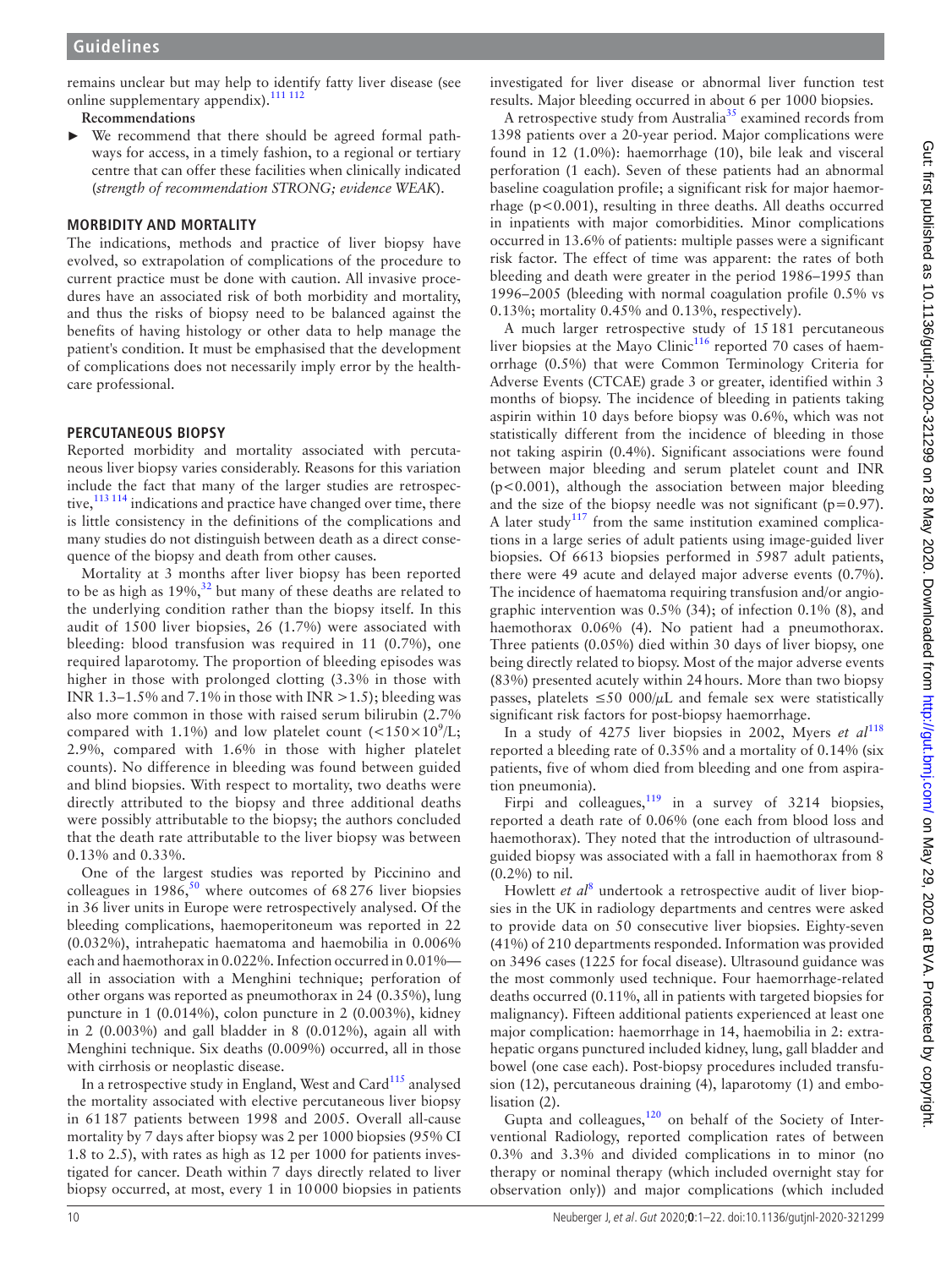remains unclear but may help to identify fatty liver disease (see online supplementary appendix).[111 112]

**Recommendations**

- We recommend that there should be agreed formal pathways for access, in a timely fashion, to a regional or tertiary centre that can offer these facilities when clinically indicated (*strength of recommendation STRONG; evidence WEAK*).

## MORBIDITY AND MORTALITY

The indications, methods and practice of liver biopsy have evolved, so extrapolation of complications of the procedure to current practice must be done with caution. All invasive procedures have an associated risk of both morbidity and mortality, and thus the risks of biopsy need to be balanced against the benefits of having histology or other data to help manage the patient's condition. It must be emphasised that the development of complications does not necessarily imply error by the healthcare professional.

## PERCUTANEOUS BIOPSY

Reported morbidity and mortality associated with percutaneous liver biopsy varies considerably. Reasons for this variation include the fact that many of the larger studies are retrospective,[113 114] indications and practice have changed over time, there is little consistency in the definitions of the complications and many studies do not distinguish between death as a direct consequence of the biopsy and death from other causes.

Mortality at 3 months after liver biopsy has been reported to be as high as 19%,[32] but many of these deaths are related to the underlying condition rather than the biopsy itself. In this audit of 1500 liver biopsies, 26 (1.7%) were associated with bleeding: blood transfusion was required in 11 (0.7%), one required laparotomy. The proportion of bleeding episodes was higher in those with prolonged clotting (3.3% in those with INR 1.3–1.5% and 7.1% in those with INR >1.5); bleeding was also more common in those with raised serum bilirubin (2.7% compared with 1.1%) and low platelet count ($<150\times10^9$/L; 2.9%, compared with 1.6% in those with higher platelet counts). No difference in bleeding was found between guided and blind biopsies. With respect to mortality, two deaths were directly attributed to the biopsy and three additional deaths were possibly attributable to the biopsy; the authors concluded that the death rate attributable to the liver biopsy was between 0.13% and 0.33%.

One of the largest studies was reported by Piccinino and colleagues in 1986,[50] where outcomes of 68 276 liver biopsies in 36 liver units in Europe were retrospectively analysed. Of the bleeding complications, haemoperitoneum was reported in 22 (0.032%), intrahepatic haematoma and haemobilia in 0.006% each and haemothorax in 0.022%. Infection occurred in 0.01%—all in association with a Menghini technique; perforation of other organs was reported as pneumothorax in 24 (0.35%), lung puncture in 1 (0.014%), colon puncture in 2 (0.003%), kidney in 2 (0.003%) and gall bladder in 8 (0.012%), again all with Menghini technique. Six deaths (0.009%) occurred, all in those with cirrhosis or neoplastic disease.

In a retrospective study in England, West and Card[115] analysed the mortality associated with elective percutaneous liver biopsy in 61 187 patients between 1998 and 2005. Overall all-cause mortality by 7 days after biopsy was 2 per 1000 biopsies (95% CI 1.8 to 2.5), with rates as high as 12 per 1000 for patients investigated for cancer. Death within 7 days directly related to liver biopsy occurred, at most, every 1 in 10 000 biopsies in patients investigated for liver disease or abnormal liver function test results. Major bleeding occurred in about 6 per 1000 biopsies.

A retrospective study from Australia[35] examined records from 1398 patients over a 20-year period. Major complications were found in 12 (1.0%): haemorrhage (10), bile leak and visceral perforation (1 each). Seven of these patients had an abnormal baseline coagulation profile; a significant risk for major haemorrhage ($p<0.001$), resulting in three deaths. All deaths occurred in inpatients with major comorbidities. Minor complications occurred in 13.6% of patients: multiple passes were a significant risk factor. The effect of time was apparent: the rates of both bleeding and death were greater in the period 1986–1995 than 1996–2005 (bleeding with normal coagulation profile 0.5% vs 0.13%; mortality 0.45% and 0.13%, respectively).

A much larger retrospective study of 15 181 percutaneous liver biopsies at the Mayo Clinic[116] reported 70 cases of haemorrhage (0.5%) that were Common Terminology Criteria for Adverse Events (CTCAE) grade 3 or greater, identified within 3 months of biopsy. The incidence of bleeding in patients taking aspirin within 10 days before biopsy was 0.6%, which was not statistically different from the incidence of bleeding in those not taking aspirin (0.4%). Significant associations were found between major bleeding and serum platelet count and INR ($p<0.001$), although the association between major bleeding and the size of the biopsy needle was not significant ($p=0.97$). A later study[117] from the same institution examined complications in a large series of adult patients using image-guided liver biopsies. Of 6613 biopsies performed in 5987 adult patients, there were 49 acute and delayed major adverse events (0.7%). The incidence of haematoma requiring transfusion and/or angiographic intervention was 0.5% (34); of infection 0.1% (8), and haemothorax 0.06% (4). No patient had a pneumothorax. Three patients (0.05%) died within 30 days of liver biopsy, one being directly related to biopsy. Most of the major adverse events (83%) presented acutely within 24 hours. More than two biopsy passes, platelets ≤50 000/µL and female sex were statistically significant risk factors for post-biopsy haemorrhage.

In a study of 4275 liver biopsies in 2002, Myers *et al*[118] reported a bleeding rate of 0.35% and a mortality of 0.14% (six patients, five of whom died from bleeding and one from aspiration pneumonia).

Firpi and colleagues,[119] in a survey of 3214 biopsies, reported a death rate of 0.06% (one each from blood loss and haemothorax). They noted that the introduction of ultrasound-guided biopsy was associated with a fall in haemothorax from 8 (0.2%) to nil.

Howlett *et al*[8] undertook a retrospective audit of liver biopsies in the UK in radiology departments and centres were asked to provide data on 50 consecutive liver biopsies. Eighty-seven (41%) of 210 departments responded. Information was provided on 3496 cases (1225 for focal disease). Ultrasound guidance was the most commonly used technique. Four haemorrhage-related deaths occurred (0.11%, all in patients with targeted biopsies for malignancy). Fifteen additional patients experienced at least one major complication: haemorrhage in 14, haemobilia in 2: extrahepatic organs punctured included kidney, lung, gall bladder and bowel (one case each). Post-biopsy procedures included transfusion (12), percutaneous draining (4), laparotomy (1) and embolisation (2).

Gupta and colleagues,[120] on behalf of the Society of Interventional Radiology, reported complication rates of between 0.3% and 3.3% and divided complications in to minor (no therapy or nominal therapy (which included overnight stay for observation only)) and major complications (which included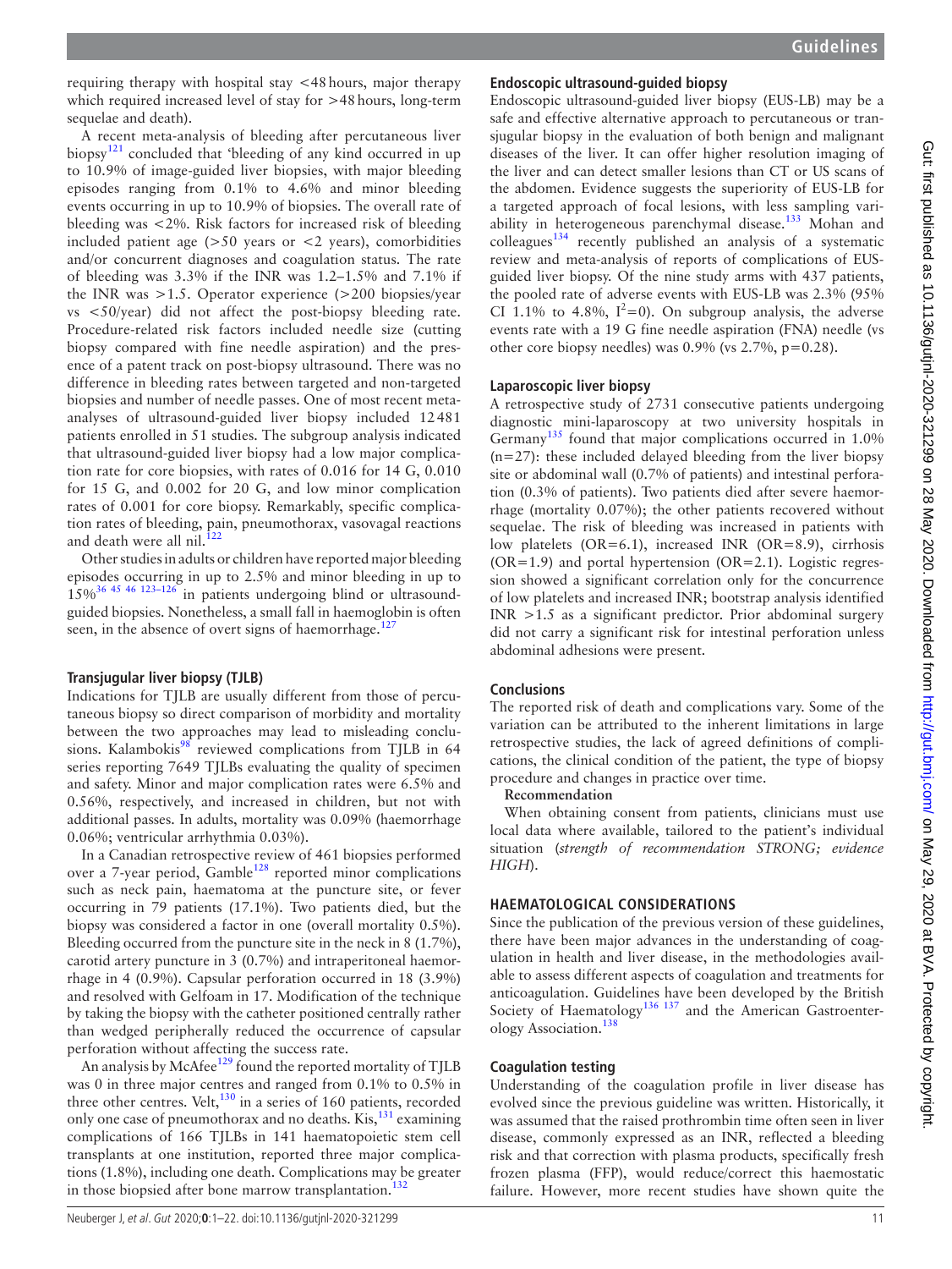requiring therapy with hospital stay <48 hours, major therapy which required increased level of stay for >48 hours, long-term sequelae and death).

A recent meta-analysis of bleeding after percutaneous liver biopsy[121] concluded that 'bleeding of any kind occurred in up to 10.9% of image-guided liver biopsies, with major bleeding episodes ranging from 0.1% to 4.6% and minor bleeding events occurring in up to 10.9% of biopsies. The overall rate of bleeding was <2%. Risk factors for increased risk of bleeding included patient age (>50 years or <2 years), comorbidities and/or concurrent diagnoses and coagulation status. The rate of bleeding was 3.3% if the INR was 1.2–1.5% and 7.1% if the INR was >1.5. Operator experience (>200 biopsies/year vs <50/year) did not affect the post-biopsy bleeding rate. Procedure-related risk factors included needle size (cutting biopsy compared with fine needle aspiration) and the presence of a patent track on post-biopsy ultrasound. There was no difference in bleeding rates between targeted and non-targeted biopsies and number of needle passes. One of most recent meta-analyses of ultrasound-guided liver biopsy included 12 481 patients enrolled in 51 studies. The subgroup analysis indicated that ultrasound-guided liver biopsy had a low major complication rate for core biopsies, with rates of 0.016 for 14 G, 0.010 for 15 G, and 0.002 for 20 G, and low minor complication rates of 0.001 for core biopsy. Remarkably, specific complication rates of bleeding, pain, pneumothorax, vasovagal reactions and death were all nil.[122]

Other studies in adults or children have reported major bleeding episodes occurring in up to 2.5% and minor bleeding in up to 15%[36 45 46 123–126] in patients undergoing blind or ultrasound-guided biopsies. Nonetheless, a small fall in haemoglobin is often seen, in the absence of overt signs of haemorrhage.[127]

### Transjugular liver biopsy (TJLB)

Indications for TJLB are usually different from those of percutaneous biopsy so direct comparison of morbidity and mortality between the two approaches may lead to misleading conclusions. Kalambokis[98] reviewed complications from TJLB in 64 series reporting 7649 TJLBs evaluating the quality of specimen and safety. Minor and major complication rates were 6.5% and 0.56%, respectively, and increased in children, but not with additional passes. In adults, mortality was 0.09% (haemorrhage 0.06%; ventricular arrhythmia 0.03%).

In a Canadian retrospective review of 461 biopsies performed over a 7-year period, Gamble[128] reported minor complications such as neck pain, haematoma at the puncture site, or fever occurring in 79 patients (17.1%). Two patients died, but the biopsy was considered a factor in one (overall mortality 0.5%). Bleeding occurred from the puncture site in the neck in 8 (1.7%), carotid artery puncture in 3 (0.7%) and intraperitoneal haemorrhage in 4 (0.9%). Capsular perforation occurred in 18 (3.9%) and resolved with Gelfoam in 17. Modification of the technique by taking the biopsy with the catheter positioned centrally rather than wedged peripherally reduced the occurrence of capsular perforation without affecting the success rate.

An analysis by McAfee[129] found the reported mortality of TJLB was 0 in three major centres and ranged from 0.1% to 0.5% in three other centres. Velt,[130] in a series of 160 patients, recorded only one case of pneumothorax and no deaths. Kis,[131] examining complications of 166 TJLBs in 141 haematopoietic stem cell transplants at one institution, reported three major complications (1.8%), including one death. Complications may be greater in those biopsied after bone marrow transplantation.[132]

### Endoscopic ultrasound-guided biopsy

Endoscopic ultrasound-guided liver biopsy (EUS-LB) may be a safe and effective alternative approach to percutaneous or transjugular biopsy in the evaluation of both benign and malignant diseases of the liver. It can offer higher resolution imaging of the liver and can detect smaller lesions than CT or US scans of the abdomen. Evidence suggests the superiority of EUS-LB for a targeted approach of focal lesions, with less sampling variability in heterogeneous parenchymal disease.[133] Mohan and colleagues[134] recently published an analysis of a systematic review and meta-analysis of reports of complications of EUS-guided liver biopsy. Of the nine study arms with 437 patients, the pooled rate of adverse events with EUS-LB was 2.3% (95% CI 1.1% to 4.8%, $I^2=0$). On subgroup analysis, the adverse events rate with a 19 G fine needle aspiration (FNA) needle (vs other core biopsy needles) was 0.9% (vs 2.7%, p=0.28).

### Laparoscopic liver biopsy

A retrospective study of 2731 consecutive patients undergoing diagnostic mini-laparoscopy at two university hospitals in Germany[135] found that major complications occurred in 1.0% (n=27): these included delayed bleeding from the liver biopsy site or abdominal wall (0.7% of patients) and intestinal perforation (0.3% of patients). Two patients died after severe haemorrhage (mortality 0.07%); the other patients recovered without sequelae. The risk of bleeding was increased in patients with low platelets (OR=6.1), increased INR (OR=8.9), cirrhosis (OR=1.9) and portal hypertension (OR=2.1). Logistic regression showed a significant correlation only for the concurrence of low platelets and increased INR; bootstrap analysis identified INR >1.5 as a significant predictor. Prior abdominal surgery did not carry a significant risk for intestinal perforation unless abdominal adhesions were present.

### Conclusions

The reported risk of death and complications vary. Some of the variation can be attributed to the inherent limitations in large retrospective studies, the lack of agreed definitions of complications, the clinical condition of the patient, the type of biopsy procedure and changes in practice over time.

**Recommendation**

When obtaining consent from patients, clinicians must use local data where available, tailored to the patient's individual situation (*strength of recommendation STRONG; evidence HIGH*).

## HAEMATOLOGICAL CONSIDERATIONS

Since the publication of the previous version of these guidelines, there have been major advances in the understanding of coagulation in health and liver disease, in the methodologies available to assess different aspects of coagulation and treatments for anticoagulation. Guidelines have been developed by the British Society of Haematology[136 137] and the American Gastroenterology Association.[138]

### Coagulation testing

Understanding of the coagulation profile in liver disease has evolved since the previous guideline was written. Historically, it was assumed that the raised prothrombin time often seen in liver disease, commonly expressed as an INR, reflected a bleeding risk and that correction with plasma products, specifically fresh frozen plasma (FFP), would reduce/correct this haemostatic failure. However, more recent studies have shown quite the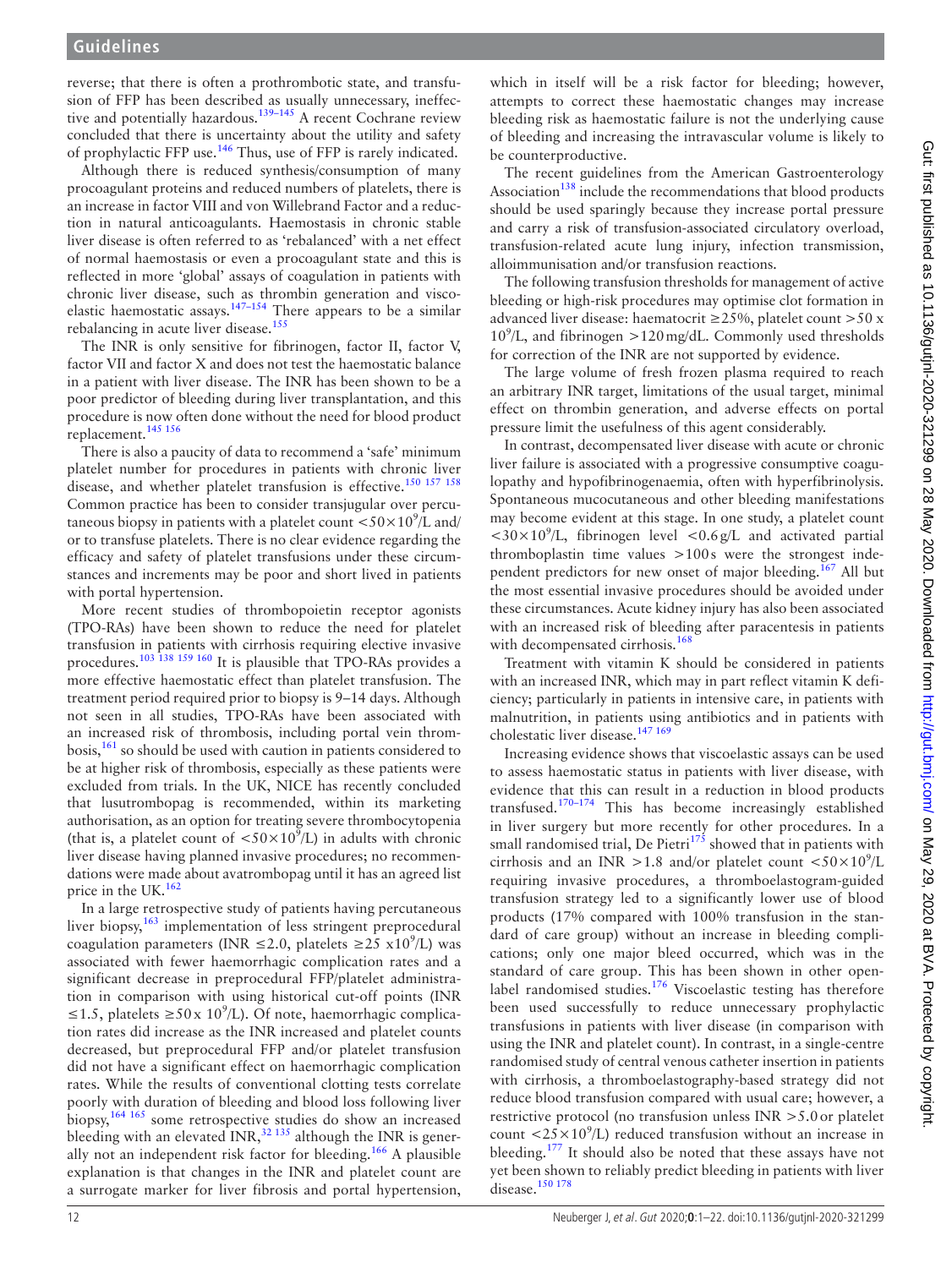reverse; that there is often a prothrombotic state, and transfusion of FFP has been described as usually unnecessary, ineffective and potentially hazardous.[139–145] A recent Cochrane review concluded that there is uncertainty about the utility and safety of prophylactic FFP use.[146] Thus, use of FFP is rarely indicated.

Although there is reduced synthesis/consumption of many procoagulant proteins and reduced numbers of platelets, there is an increase in factor VIII and von Willebrand Factor and a reduction in natural anticoagulants. Haemostasis in chronic stable liver disease is often referred to as 'rebalanced' with a net effect of normal haemostasis or even a procoagulant state and this is reflected in more 'global' assays of coagulation in patients with chronic liver disease, such as thrombin generation and viscoelastic haemostatic assays.[147–154] There appears to be a similar rebalancing in acute liver disease.[155]

The INR is only sensitive for fibrinogen, factor II, factor V, factor VII and factor X and does not test the haemostatic balance in a patient with liver disease. The INR has been shown to be a poor predictor of bleeding during liver transplantation, and this procedure is now often done without the need for blood product replacement.[145 156]

There is also a paucity of data to recommend a 'safe' minimum platelet number for procedures in patients with chronic liver disease, and whether platelet transfusion is effective.[150 157 158] Common practice has been to consider transjugular over percutaneous biopsy in patients with a platelet count $<50\times10^9$/L and/or to transfuse platelets. There is no clear evidence regarding the efficacy and safety of platelet transfusions under these circumstances and increments may be poor and short lived in patients with portal hypertension.

More recent studies of thrombopoietin receptor agonists (TPO-RAs) have been shown to reduce the need for platelet transfusion in patients with cirrhosis requiring elective invasive procedures.[103 138 159 160] It is plausible that TPO-RAs provides a more effective haemostatic effect than platelet transfusion. The treatment period required prior to biopsy is 9–14 days. Although not seen in all studies, TPO-RAs have been associated with an increased risk of thrombosis, including portal vein thrombosis,[161] so should be used with caution in patients considered to be at higher risk of thrombosis, especially as these patients were excluded from trials. In the UK, NICE has recently concluded that lusutrombopag is recommended, within its marketing authorisation, as an option for treating severe thrombocytopenia (that is, a platelet count of $<50\times10^9$/L) in adults with chronic liver disease having planned invasive procedures; no recommendations were made about avatrombopag until it has an agreed list price in the UK.[162]

In a large retrospective study of patients having percutaneous liver biopsy,[163] implementation of less stringent preprocedural coagulation parameters (INR ≤2.0, platelets ≥25 $\times10^9$/L) was associated with fewer haemorrhagic complication rates and a significant decrease in preprocedural FFP/platelet administration in comparison with using historical cut-off points (INR ≤1.5, platelets ≥50 $\times$ $10^9$/L). Of note, haemorrhagic complication rates did increase as the INR increased and platelet counts decreased, but preprocedural FFP and/or platelet transfusion did not have a significant effect on haemorrhagic complication rates. While the results of conventional clotting tests correlate poorly with duration of bleeding and blood loss following liver biopsy,[164 165] some retrospective studies do show an increased bleeding with an elevated INR,[32 135] although the INR is generally not an independent risk factor for bleeding.[166] A plausible explanation is that changes in the INR and platelet count are a surrogate marker for liver fibrosis and portal hypertension, which in itself will be a risk factor for bleeding; however, attempts to correct these haemostatic changes may increase bleeding risk as haemostatic failure is not the underlying cause of bleeding and increasing the intravascular volume is likely to be counterproductive.

The recent guidelines from the American Gastroenterology Association[138] include the recommendations that blood products should be used sparingly because they increase portal pressure and carry a risk of transfusion-associated circulatory overload, transfusion-related acute lung injury, infection transmission, alloimmunisation and/or transfusion reactions.

The following transfusion thresholds for management of active bleeding or high-risk procedures may optimise clot formation in advanced liver disease: haematocrit ≥25%, platelet count >50 x $10^9$/L, and fibrinogen >120 mg/dL. Commonly used thresholds for correction of the INR are not supported by evidence.

The large volume of fresh frozen plasma required to reach an arbitrary INR target, limitations of the usual target, minimal effect on thrombin generation, and adverse effects on portal pressure limit the usefulness of this agent considerably.

In contrast, decompensated liver disease with acute or chronic liver failure is associated with a progressive consumptive coagulopathy and hypofibrinogenaemia, often with hyperfibrinolysis. Spontaneous mucocutaneous and other bleeding manifestations may become evident at this stage. In one study, a platelet count $<30\times10^9$/L, fibrinogen level <0.6 g/L and activated partial thromboplastin time values >100 s were the strongest independent predictors for new onset of major bleeding.[167] All but the most essential invasive procedures should be avoided under these circumstances. Acute kidney injury has also been associated with an increased risk of bleeding after paracentesis in patients with decompensated cirrhosis.[168]

Treatment with vitamin K should be considered in patients with an increased INR, which may in part reflect vitamin K deficiency; particularly in patients in intensive care, in patients with malnutrition, in patients using antibiotics and in patients with cholestatic liver disease.[147 169]

Increasing evidence shows that viscoelastic assays can be used to assess haemostatic status in patients with liver disease, with evidence that this can result in a reduction in blood products transfused.[170–174] This has become increasingly established in liver surgery but more recently for other procedures. In a small randomised trial, De Pietri[175] showed that in patients with cirrhosis and an INR >1.8 and/or platelet count $<50\times10^9$/L requiring invasive procedures, a thromboelastogram-guided transfusion strategy led to a significantly lower use of blood products (17% compared with 100% transfusion in the standard of care group) without an increase in bleeding complications; only one major bleed occurred, which was in the standard of care group. This has been shown in other open-label randomised studies.[176] Viscoelastic testing has therefore been used successfully to reduce unnecessary prophylactic transfusions in patients with liver disease (in comparison with using the INR and platelet count). In contrast, in a single-centre randomised study of central venous catheter insertion in patients with cirrhosis, a thromboelastography-based strategy did not reduce blood transfusion compared with usual care; however, a restrictive protocol (no transfusion unless INR >5.0 or platelet count $<25\times10^9$/L) reduced transfusion without an increase in bleeding.[177] It should also be noted that these assays have not yet been shown to reliably predict bleeding in patients with liver disease.[150 178]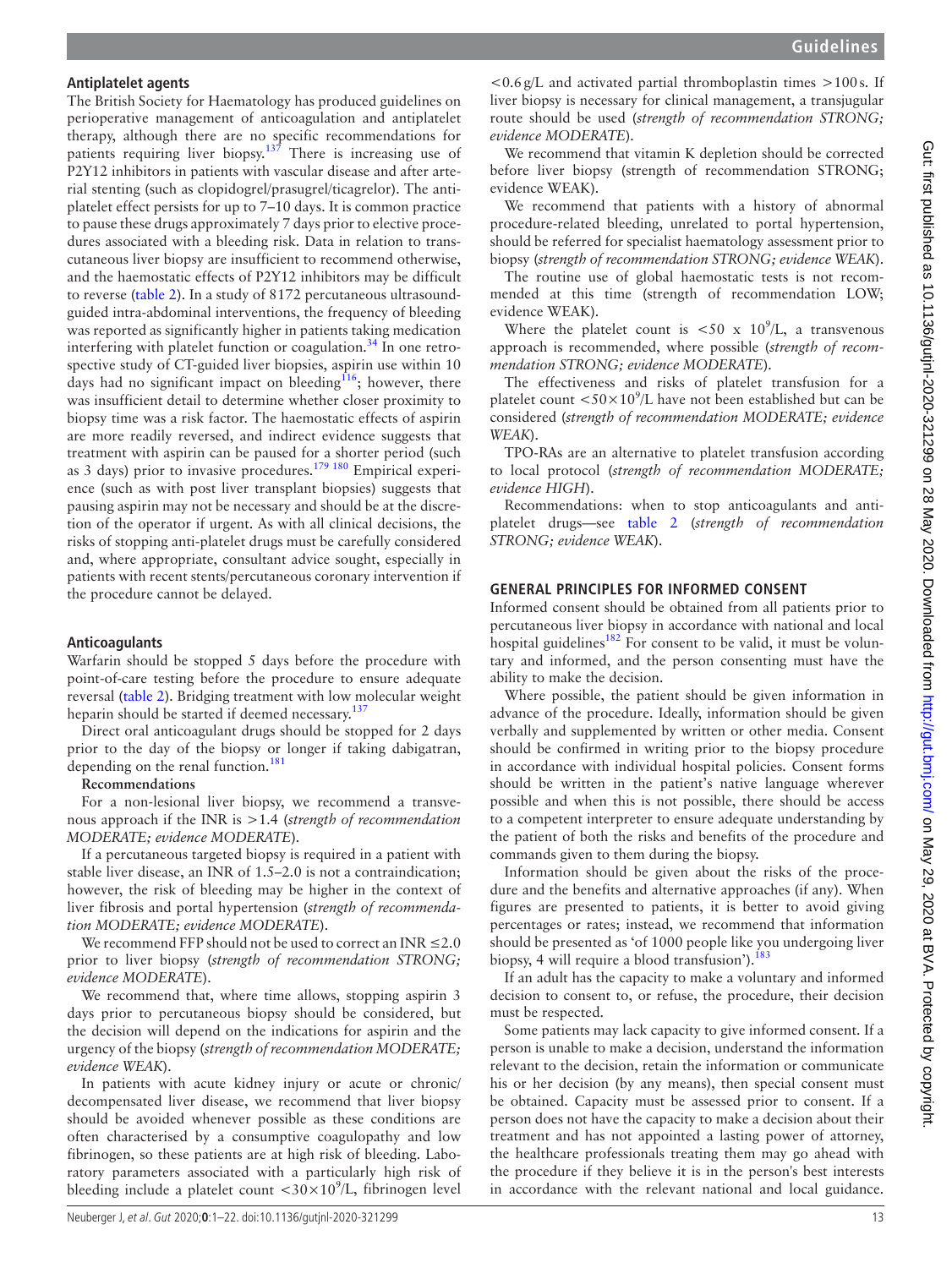### Antiplatelet agents

The British Society for Haematology has produced guidelines on perioperative management of anticoagulation and antiplatelet therapy, although there are no specific recommendations for patients requiring liver biopsy.[137] There is increasing use of P2Y12 inhibitors in patients with vascular disease and after arterial stenting (such as clopidogrel/prasugrel/ticagrelor). The antiplatelet effect persists for up to 7–10 days. It is common practice to pause these drugs approximately 7 days prior to elective procedures associated with a bleeding risk. Data in relation to transcutaneous liver biopsy are insufficient to recommend otherwise, and the haemostatic effects of P2Y12 inhibitors may be difficult to reverse (table 2). In a study of 8172 percutaneous ultrasound-guided intra-abdominal interventions, the frequency of bleeding was reported as significantly higher in patients taking medication interfering with platelet function or coagulation.[34] In one retrospective study of CT-guided liver biopsies, aspirin use within 10 days had no significant impact on bleeding[116]; however, there was insufficient detail to determine whether closer proximity to biopsy time was a risk factor. The haemostatic effects of aspirin are more readily reversed, and indirect evidence suggests that treatment with aspirin can be paused for a shorter period (such as 3 days) prior to invasive procedures.[179 180] Empirical experience (such as with post liver transplant biopsies) suggests that pausing aspirin may not be necessary and should be at the discretion of the operator if urgent. As with all clinical decisions, the risks of stopping anti-platelet drugs must be carefully considered and, where appropriate, consultant advice sought, especially in patients with recent stents/percutaneous coronary intervention if the procedure cannot be delayed.

### Anticoagulants

Warfarin should be stopped 5 days before the procedure with point-of-care testing before the procedure to ensure adequate reversal (table 2). Bridging treatment with low molecular weight heparin should be started if deemed necessary.[137]

Direct oral anticoagulant drugs should be stopped for 2 days prior to the day of the biopsy or longer if taking dabigatran, depending on the renal function.[181]

**Recommendations**

For a non-lesional liver biopsy, we recommend a transvenous approach if the INR is >1.4 (*strength of recommendation MODERATE; evidence MODERATE*).

If a percutaneous targeted biopsy is required in a patient with stable liver disease, an INR of 1.5–2.0 is not a contraindication; however, the risk of bleeding may be higher in the context of liver fibrosis and portal hypertension (*strength of recommendation MODERATE; evidence MODERATE*).

We recommend FFP should not be used to correct an INR ≤2.0 prior to liver biopsy (*strength of recommendation STRONG; evidence MODERATE*).

We recommend that, where time allows, stopping aspirin 3 days prior to percutaneous biopsy should be considered, but the decision will depend on the indications for aspirin and the urgency of the biopsy (*strength of recommendation MODERATE; evidence WEAK*).

In patients with acute kidney injury or acute or chronic/decompensated liver disease, we recommend that liver biopsy should be avoided whenever possible as these conditions are often characterised by a consumptive coagulopathy and low fibrinogen, so these patients are at high risk of bleeding. Laboratory parameters associated with a particularly high risk of bleeding include a platelet count $<30\times10^9$/L, fibrinogen level <0.6 g/L and activated partial thromboplastin times >100 s. If liver biopsy is necessary for clinical management, a transjugular route should be used (*strength of recommendation STRONG; evidence MODERATE*).

We recommend that vitamin K depletion should be corrected before liver biopsy (strength of recommendation STRONG; evidence WEAK).

We recommend that patients with a history of abnormal procedure-related bleeding, unrelated to portal hypertension, should be referred for specialist haematology assessment prior to biopsy (*strength of recommendation STRONG; evidence WEAK*).

The routine use of global haemostatic tests is not recommended at this time (strength of recommendation LOW; evidence WEAK).

Where the platelet count is $<50 \times 10^9$/L, a transvenous approach is recommended, where possible (*strength of recommendation STRONG; evidence MODERATE*).

The effectiveness and risks of platelet transfusion for a platelet count $<50\times10^9$/L have not been established but can be considered (*strength of recommendation MODERATE; evidence WEAK*).

TPO-RAs are an alternative to platelet transfusion according to local protocol (*strength of recommendation MODERATE; evidence HIGH*).

Recommendations: when to stop anticoagulants and antiplatelet drugs—see table 2 (*strength of recommendation STRONG; evidence WEAK*).

## GENERAL PRINCIPLES FOR INFORMED CONSENT

Informed consent should be obtained from all patients prior to percutaneous liver biopsy in accordance with national and local hospital guidelines[182] For consent to be valid, it must be voluntary and informed, and the person consenting must have the ability to make the decision.

Where possible, the patient should be given information in advance of the procedure. Ideally, information should be given verbally and supplemented by written or other media. Consent should be confirmed in writing prior to the biopsy procedure in accordance with individual hospital policies. Consent forms should be written in the patient's native language wherever possible and when this is not possible, there should be access to a competent interpreter to ensure adequate understanding by the patient of both the risks and benefits of the procedure and commands given to them during the biopsy.

Information should be given about the risks of the procedure and the benefits and alternative approaches (if any). When figures are presented to patients, it is better to avoid giving percentages or rates; instead, we recommend that information should be presented as 'of 1000 people like you undergoing liver biopsy, 4 will require a blood transfusion').[183]

If an adult has the capacity to make a voluntary and informed decision to consent to, or refuse, the procedure, their decision must be respected.

Some patients may lack capacity to give informed consent. If a person is unable to make a decision, understand the information relevant to the decision, retain the information or communicate his or her decision (by any means), then special consent must be obtained. Capacity must be assessed prior to consent. If a person does not have the capacity to make a decision about their treatment and has not appointed a lasting power of attorney, the healthcare professionals treating them may go ahead with the procedure if they believe it is in the person's best interests in accordance with the relevant national and local guidance.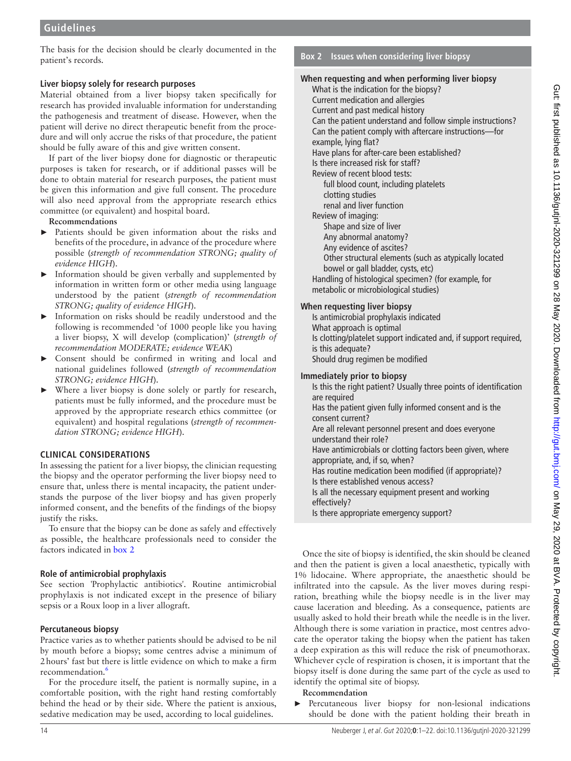The basis for the decision should be clearly documented in the patient's records.

### Liver biopsy solely for research purposes

Material obtained from a liver biopsy taken specifically for research has provided invaluable information for understanding the pathogenesis and treatment of disease. However, when the patient will derive no direct therapeutic benefit from the procedure and will only accrue the risks of that procedure, the patient should be fully aware of this and give written consent.

If part of the liver biopsy done for diagnostic or therapeutic purposes is taken for research, or if additional passes will be done to obtain material for research purposes, the patient must be given this information and give full consent. The procedure will also need approval from the appropriate research ethics committee (or equivalent) and hospital board.

**Recommendations**

- Patients should be given information about the risks and benefits of the procedure, in advance of the procedure where possible (*strength of recommendation STRONG; quality of evidence HIGH*).
- Information should be given verbally and supplemented by information in written form or other media using language understood by the patient (*strength of recommendation STRONG; quality of evidence HIGH*).
- Information on risks should be readily understood and the following is recommended 'of 1000 people like you having a liver biopsy, X will develop (complication)' (*strength of recommendation MODERATE; evidence WEAK*)
- Consent should be confirmed in writing and local and national guidelines followed (*strength of recommendation STRONG; evidence HIGH*).
- Where a liver biopsy is done solely or partly for research, patients must be fully informed, and the procedure must be approved by the appropriate research ethics committee (or equivalent) and hospital regulations (*strength of recommendation STRONG; evidence HIGH*).

## CLINICAL CONSIDERATIONS

In assessing the patient for a liver biopsy, the clinician requesting the biopsy and the operator performing the liver biopsy need to ensure that, unless there is mental incapacity, the patient understands the purpose of the liver biopsy and has given properly informed consent, and the benefits of the findings of the biopsy justify the risks.

To ensure that the biopsy can be done as safely and effectively as possible, the healthcare professionals need to consider the factors indicated in box 2

> **Box 2 Issues when considering liver biopsy**
>
> **When requesting and when performing liver biopsy**
>
> What is the indication for the biopsy?
> Current medication and allergies
> Current and past medical history
> Can the patient understand and follow simple instructions?
> Can the patient comply with aftercare instructions—for example, lying flat?
> Have plans for after-care been established?
> Is there increased risk for staff?
> Review of recent blood tests:
> - full blood count, including platelets
> - clotting studies
> - renal and liver function
>
> Review of imaging:
> - Shape and size of liver
> - Any abnormal anatomy?
> - Any evidence of ascites?
> - Other structural elements (such as atypically located bowel or gall bladder, cysts, etc)
>
> Handling of histological specimen? (for example, for metabolic or microbiological studies)
>
> **When requesting liver biopsy**
>
> Is antimicrobial prophylaxis indicated
> What approach is optimal
> Is clotting/platelet support indicated and, if support required, is this adequate?
> Should drug regimen be modified
>
> **Immediately prior to biopsy**
>
> Is this the right patient? Usually three points of identification are required
> Has the patient given fully informed consent and is the consent current?
> Are all relevant personnel present and does everyone understand their role?
> Have antimicrobials or clotting factors been given, where appropriate, and, if so, when?
> Has routine medication been modified (if appropriate)?
> Is there established venous access?
> Is all the necessary equipment present and working effectively?
> Is there appropriate emergency support?

### Role of antimicrobial prophylaxis

See section 'Prophylactic antibiotics'. Routine antimicrobial prophylaxis is not indicated except in the presence of biliary sepsis or a Roux loop in a liver allograft.

### Percutaneous biopsy

Practice varies as to whether patients should be advised to be nil by mouth before a biopsy; some centres advise a minimum of 2 hours' fast but there is little evidence on which to make a firm recommendation.[6]

For the procedure itself, the patient is normally supine, in a comfortable position, with the right hand resting comfortably behind the head or by their side. Where the patient is anxious, sedative medication may be used, according to local guidelines.

Once the site of biopsy is identified, the skin should be cleaned and then the patient is given a local anaesthetic, typically with 1% lidocaine. Where appropriate, the anaesthetic should be infiltrated into the capsule. As the liver moves during respiration, breathing while the biopsy needle is in the liver may cause laceration and bleeding. As a consequence, patients are usually asked to hold their breath while the needle is in the liver. Although there is some variation in practice, most centres advocate the operator taking the biopsy when the patient has taken a deep expiration as this will reduce the risk of pneumothorax. Whichever cycle of respiration is chosen, it is important that the biopsy itself is done during the same part of the cycle as used to identify the optimal site of biopsy.

**Recommendation**

- Percutaneous liver biopsy for non-lesional indications should be done with the patient holding their breath in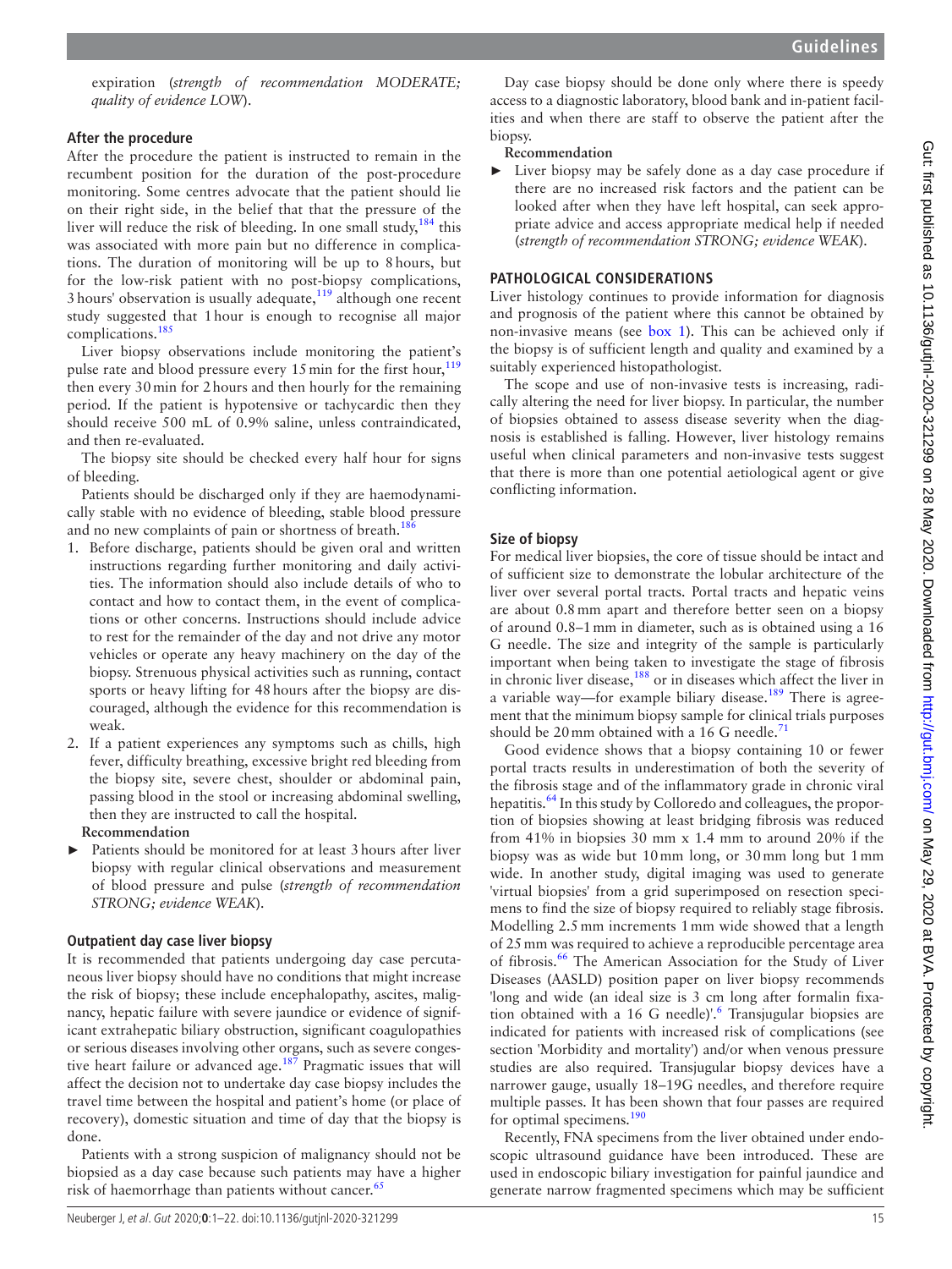expiration (*strength of recommendation MODERATE; quality of evidence LOW*).

### After the procedure

After the procedure the patient is instructed to remain in the recumbent position for the duration of the post-procedure monitoring. Some centres advocate that the patient should lie on their right side, in the belief that that the pressure of the liver will reduce the risk of bleeding. In one small study,[184] this was associated with more pain but no difference in complications. The duration of monitoring will be up to 8 hours, but for the low-risk patient with no post-biopsy complications, 3 hours' observation is usually adequate,[119] although one recent study suggested that 1 hour is enough to recognise all major complications.[185]

Liver biopsy observations include monitoring the patient's pulse rate and blood pressure every 15 min for the first hour,[119] then every 30 min for 2 hours and then hourly for the remaining period. If the patient is hypotensive or tachycardic then they should receive 500 mL of 0.9% saline, unless contraindicated, and then re-evaluated.

The biopsy site should be checked every half hour for signs of bleeding.

Patients should be discharged only if they are haemodynamically stable with no evidence of bleeding, stable blood pressure and no new complaints of pain or shortness of breath.[186]

1. Before discharge, patients should be given oral and written instructions regarding further monitoring and daily activities. The information should also include details of who to contact and how to contact them, in the event of complications or other concerns. Instructions should include advice to rest for the remainder of the day and not drive any motor vehicles or operate any heavy machinery on the day of the biopsy. Strenuous physical activities such as running, contact sports or heavy lifting for 48 hours after the biopsy are discouraged, although the evidence for this recommendation is weak.
2. If a patient experiences any symptoms such as chills, high fever, difficulty breathing, excessive bright red bleeding from the biopsy site, severe chest, shoulder or abdominal pain, passing blood in the stool or increasing abdominal swelling, then they are instructed to call the hospital.

**Recommendation**

- Patients should be monitored for at least 3 hours after liver biopsy with regular clinical observations and measurement of blood pressure and pulse (*strength of recommendation STRONG; evidence WEAK*).

### Outpatient day case liver biopsy

It is recommended that patients undergoing day case percutaneous liver biopsy should have no conditions that might increase the risk of biopsy; these include encephalopathy, ascites, malignancy, hepatic failure with severe jaundice or evidence of significant extrahepatic biliary obstruction, significant coagulopathies or serious diseases involving other organs, such as severe congestive heart failure or advanced age.[187] Pragmatic issues that will affect the decision not to undertake day case biopsy includes the travel time between the hospital and patient's home (or place of recovery), domestic situation and time of day that the biopsy is done.

Patients with a strong suspicion of malignancy should not be biopsied as a day case because such patients may have a higher risk of haemorrhage than patients without cancer.[65]

Day case biopsy should be done only where there is speedy access to a diagnostic laboratory, blood bank and in-patient facilities and when there are staff to observe the patient after the biopsy.

**Recommendation**

- Liver biopsy may be safely done as a day case procedure if there are no increased risk factors and the patient can be looked after when they have left hospital, can seek appropriate advice and access appropriate medical help if needed (*strength of recommendation STRONG; evidence WEAK*).

## PATHOLOGICAL CONSIDERATIONS

Liver histology continues to provide information for diagnosis and prognosis of the patient where this cannot be obtained by non-invasive means (see box 1). This can be achieved only if the biopsy is of sufficient length and quality and examined by a suitably experienced histopathologist.

The scope and use of non-invasive tests is increasing, radically altering the need for liver biopsy. In particular, the number of biopsies obtained to assess disease severity when the diagnosis is established is falling. However, liver histology remains useful when clinical parameters and non-invasive tests suggest that there is more than one potential aetiological agent or give conflicting information.

### Size of biopsy

For medical liver biopsies, the core of tissue should be intact and of sufficient size to demonstrate the lobular architecture of the liver over several portal tracts. Portal tracts and hepatic veins are about 0.8 mm apart and therefore better seen on a biopsy of around 0.8–1 mm in diameter, such as is obtained using a 16 G needle. The size and integrity of the sample is particularly important when being taken to investigate the stage of fibrosis in chronic liver disease,[188] or in diseases which affect the liver in a variable way—for example biliary disease.[189] There is agreement that the minimum biopsy sample for clinical trials purposes should be 20 mm obtained with a 16 G needle.[71]

Good evidence shows that a biopsy containing 10 or fewer portal tracts results in underestimation of both the severity of the fibrosis stage and of the inflammatory grade in chronic viral hepatitis.[64] In this study by Colloredo and colleagues, the proportion of biopsies showing at least bridging fibrosis was reduced from 41% in biopsies 30 mm x 1.4 mm to around 20% if the biopsy was as wide but 10 mm long, or 30 mm long but 1 mm wide. In another study, digital imaging was used to generate 'virtual biopsies' from a grid superimposed on resection specimens to find the size of biopsy required to reliably stage fibrosis. Modelling 2.5 mm increments 1 mm wide showed that a length of 25 mm was required to achieve a reproducible percentage area of fibrosis.[66] The American Association for the Study of Liver Diseases (AASLD) position paper on liver biopsy recommends 'long and wide (an ideal size is 3 cm long after formalin fixation obtained with a 16 G needle)'.[6] Transjugular biopsies are indicated for patients with increased risk of complications (see section 'Morbidity and mortality') and/or when venous pressure studies are also required. Transjugular biopsy devices have a narrower gauge, usually 18–19G needles, and therefore require multiple passes. It has been shown that four passes are required for optimal specimens.[190]

Recently, FNA specimens from the liver obtained under endoscopic ultrasound guidance have been introduced. These are used in endoscopic biliary investigation for painful jaundice and generate narrow fragmented specimens which may be sufficient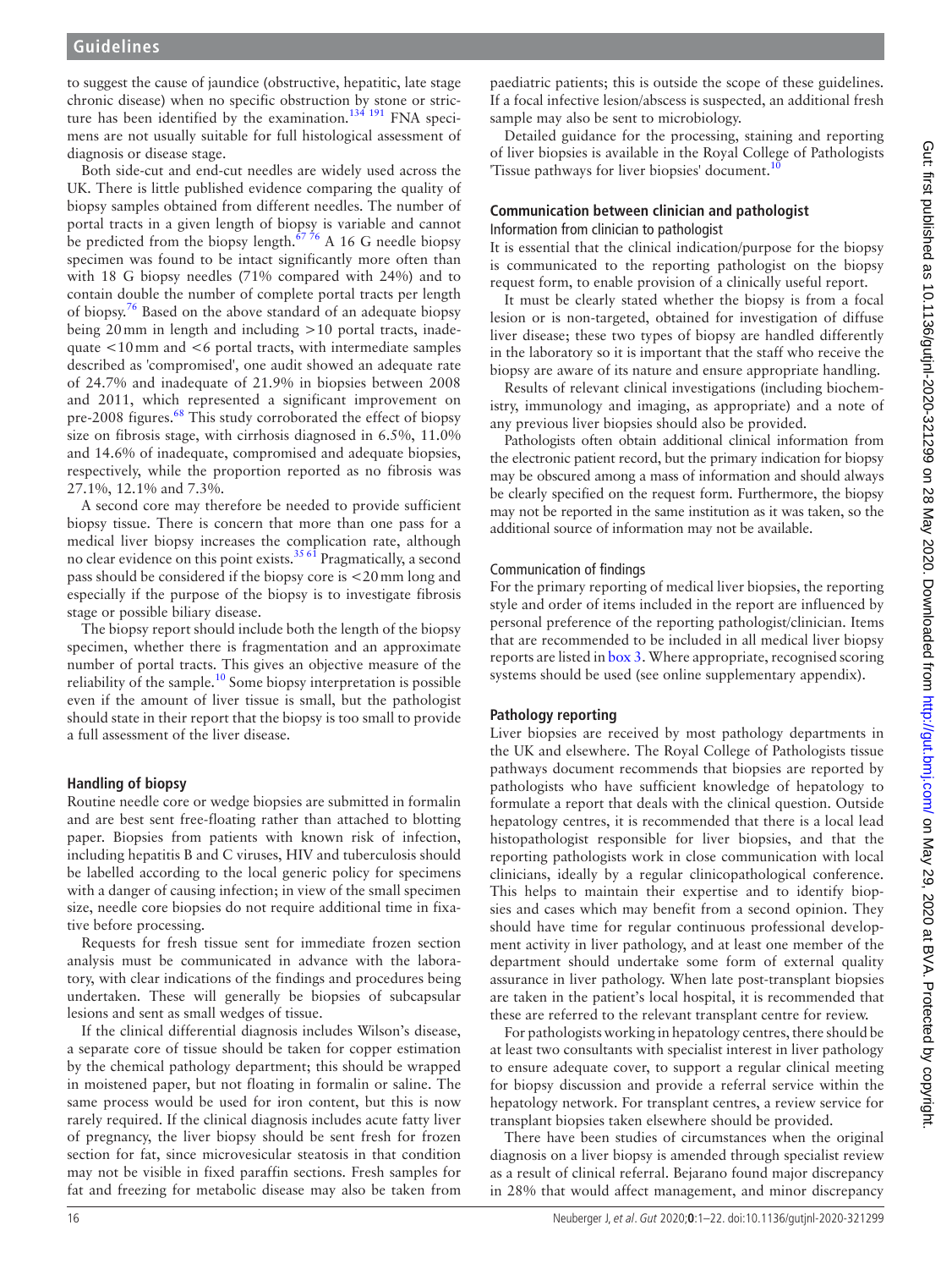to suggest the cause of jaundice (obstructive, hepatitic, late stage chronic disease) when no specific obstruction by stone or stricture has been identified by the examination.[134 191] FNA specimens are not usually suitable for full histological assessment of diagnosis or disease stage.

Both side-cut and end-cut needles are widely used across the UK. There is little published evidence comparing the quality of biopsy samples obtained from different needles. The number of portal tracts in a given length of biopsy is variable and cannot be predicted from the biopsy length.[67 76] A 16 G needle biopsy specimen was found to be intact significantly more often than with 18 G biopsy needles (71% compared with 24%) and to contain double the number of complete portal tracts per length of biopsy.[76] Based on the above standard of an adequate biopsy being 20 mm in length and including >10 portal tracts, inadequate <10 mm and <6 portal tracts, with intermediate samples described as 'compromised', one audit showed an adequate rate of 24.7% and inadequate of 21.9% in biopsies between 2008 and 2011, which represented a significant improvement on pre-2008 figures.[68] This study corroborated the effect of biopsy size on fibrosis stage, with cirrhosis diagnosed in 6.5%, 11.0% and 14.6% of inadequate, compromised and adequate biopsies, respectively, while the proportion reported as no fibrosis was 27.1%, 12.1% and 7.3%.

A second core may therefore be needed to provide sufficient biopsy tissue. There is concern that more than one pass for a medical liver biopsy increases the complication rate, although no clear evidence on this point exists.[35 61] Pragmatically, a second pass should be considered if the biopsy core is <20 mm long and especially if the purpose of the biopsy is to investigate fibrosis stage or possible biliary disease.

The biopsy report should include both the length of the biopsy specimen, whether there is fragmentation and an approximate number of portal tracts. This gives an objective measure of the reliability of the sample.[10] Some biopsy interpretation is possible even if the amount of liver tissue is small, but the pathologist should state in their report that the biopsy is too small to provide a full assessment of the liver disease.

### Handling of biopsy

Routine needle core or wedge biopsies are submitted in formalin and are best sent free-floating rather than attached to blotting paper. Biopsies from patients with known risk of infection, including hepatitis B and C viruses, HIV and tuberculosis should be labelled according to the local generic policy for specimens with a danger of causing infection; in view of the small specimen size, needle core biopsies do not require additional time in fixative before processing.

Requests for fresh tissue sent for immediate frozen section analysis must be communicated in advance with the laboratory, with clear indications of the findings and procedures being undertaken. These will generally be biopsies of subcapsular lesions and sent as small wedges of tissue.

If the clinical differential diagnosis includes Wilson's disease, a separate core of tissue should be taken for copper estimation by the chemical pathology department; this should be wrapped in moistened paper, but not floating in formalin or saline. The same process would be used for iron content, but this is now rarely required. If the clinical diagnosis includes acute fatty liver of pregnancy, the liver biopsy should be sent fresh for frozen section for fat, since microvesicular steatosis in that condition may not be visible in fixed paraffin sections. Fresh samples for fat and freezing for metabolic disease may also be taken from paediatric patients; this is outside the scope of these guidelines. If a focal infective lesion/abscess is suspected, an additional fresh sample may also be sent to microbiology.

Detailed guidance for the processing, staining and reporting of liver biopsies is available in the Royal College of Pathologists 'Tissue pathways for liver biopsies' document.[10]

### Communication between clinician and pathologist

#### Information from clinician to pathologist

It is essential that the clinical indication/purpose for the biopsy is communicated to the reporting pathologist on the biopsy request form, to enable provision of a clinically useful report.

It must be clearly stated whether the biopsy is from a focal lesion or is non-targeted, obtained for investigation of diffuse liver disease; these two types of biopsy are handled differently in the laboratory so it is important that the staff who receive the biopsy are aware of its nature and ensure appropriate handling.

Results of relevant clinical investigations (including biochemistry, immunology and imaging, as appropriate) and a note of any previous liver biopsies should also be provided.

Pathologists often obtain additional clinical information from the electronic patient record, but the primary indication for biopsy may be obscured among a mass of information and should always be clearly specified on the request form. Furthermore, the biopsy may not be reported in the same institution as it was taken, so the additional source of information may not be available.

#### Communication of findings

For the primary reporting of medical liver biopsies, the reporting style and order of items included in the report are influenced by personal preference of the reporting pathologist/clinician. Items that are recommended to be included in all medical liver biopsy reports are listed in box 3. Where appropriate, recognised scoring systems should be used (see online supplementary appendix).

### Pathology reporting

Liver biopsies are received by most pathology departments in the UK and elsewhere. The Royal College of Pathologists tissue pathways document recommends that biopsies are reported by pathologists who have sufficient knowledge of hepatology to formulate a report that deals with the clinical question. Outside hepatology centres, it is recommended that there is a local lead histopathologist responsible for liver biopsies, and that the reporting pathologists work in close communication with local clinicians, ideally by a regular clinicopathological conference. This helps to maintain their expertise and to identify biopsies and cases which may benefit from a second opinion. They should have time for regular continuous professional development activity in liver pathology, and at least one member of the department should undertake some form of external quality assurance in liver pathology. When late post-transplant biopsies are taken in the patient's local hospital, it is recommended that these are referred to the relevant transplant centre for review.

For pathologists working in hepatology centres, there should be at least two consultants with specialist interest in liver pathology to ensure adequate cover, to support a regular clinical meeting for biopsy discussion and provide a referral service within the hepatology network. For transplant centres, a review service for transplant biopsies taken elsewhere should be provided.

There have been studies of circumstances when the original diagnosis on a liver biopsy is amended through specialist review as a result of clinical referral. Bejarano found major discrepancy in 28% that would affect management, and minor discrepancy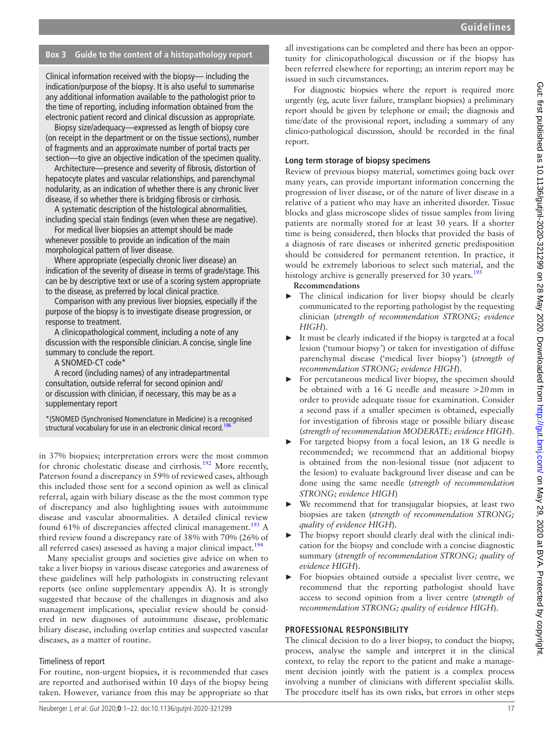## Box 3 Guide to the content of a histopathology report

Clinical information received with the biopsy— including the indication/purpose of the biopsy. It is also useful to summarise any additional information available to the pathologist prior to the time of reporting, including information obtained from the electronic patient record and clinical discussion as appropriate.

Biopsy size/adequacy—expressed as length of biopsy core (on receipt in the department or on the tissue sections), number of fragments and an approximate number of portal tracts per section—to give an objective indication of the specimen quality.

Architecture—presence and severity of fibrosis, distortion of hepatocyte plates and vascular relationships, and parenchymal nodularity, as an indication of whether there is any chronic liver disease, if so whether there is bridging fibrosis or cirrhosis.

A systematic description of the histological abnormalities, including special stain findings (even when these are negative).

For medical liver biopsies an attempt should be made whenever possible to provide an indication of the main morphological pattern of liver disease.

Where appropriate (especially chronic liver disease) an indication of the severity of disease in terms of grade/stage. This can be by descriptive text or use of a scoring system appropriate to the disease, as preferred by local clinical practice.

Comparison with any previous liver biopsies, especially if the purpose of the biopsy is to investigate disease progression, or response to treatment.

A clinicopathological comment, including a note of any discussion with the responsible clinician. A concise, single line summary to conclude the report.

A SNOMED-CT code*

A record (including names) of any intradepartmental consultation, outside referral for second opinion and/ or discussion with clinician, if necessary, this may be as a supplementary report

*(SNOMED (Synchronised Nomenclature in Medicine) is a recognised structural vocabulary for use in an electronic clinical record.[196]

in 37% biopsies; interpretation errors were the most common for chronic cholestatic disease and cirrhosis.[192] More recently, Paterson found a discrepancy in 59% of reviewed cases, although this included those sent for a second opinion as well as clinical referral, again with biliary disease as the the most common type of discrepancy and also highlighting issues with autoimmune disease and vascular abnormalities. A detailed clinical review found 61% of discrepancies affected clinical management.[193] A third review found a discrepancy rate of 38% with 70% (26% of all referred cases) assessed as having a major clinical impact.[194]

Many specialist groups and societies give advice on when to take a liver biopsy in various disease categories and awareness of these guidelines will help pathologists in constructing relevant reports (see online supplementary appendix A). It is strongly suggested that because of the challenges in diagnosis and also management implications, specialist review should be considered in new diagnoses of autoimmune disease, problematic biliary disease, including overlap entities and suspected vascular diseases, as a matter of routine.

### Timeliness of report

For routine, non-urgent biopsies, it is recommended that cases are reported and authorised within 10 days of the biopsy being taken. However, variance from this may be appropriate so that all investigations can be completed and there has been an opportunity for clinicopathological discussion or if the biopsy has been referred elsewhere for reporting; an interim report may be issued in such circumstances.

For diagnostic biopsies where the report is required more urgently (eg, acute liver failure, transplant biopsies) a preliminary report should be given by telephone or email; the diagnosis and time/date of the provisional report, including a summary of any clinico-pathological discussion, should be recorded in the final report.

### Long term storage of biopsy specimens

Review of previous biopsy material, sometimes going back over many years, can provide important information concerning the progression of liver disease, or of the nature of liver disease in a relative of a patient who may have an inherited disorder. Tissue blocks and glass microscope slides of tissue samples from living patients are normally stored for at least 30 years. If a shorter time is being considered, then blocks that provided the basis of a diagnosis of rare diseases or inherited genetic predisposition should be considered for permanent retention. In practice, it would be extremely laborious to select such material, and the histology archive is generally preserved for 30 years.[195]

**Recommendations**

- The clinical indication for liver biopsy should be clearly communicated to the reporting pathologist by the requesting clinician (*strength of recommendation STRONG; evidence HIGH*).
- It must be clearly indicated if the biopsy is targeted at a focal lesion ('tumour biopsy') or taken for investigation of diffuse parenchymal disease ('medical liver biopsy') (*strength of recommendation STRONG; evidence HIGH*).
- For percutaneous medical liver biopsy, the specimen should be obtained with a 16 G needle and measure >20 mm in order to provide adequate tissue for examination. Consider a second pass if a smaller specimen is obtained, especially for investigation of fibrosis stage or possible biliary disease (*strength of recommendation MODERATE; evidence HIGH*).
- For targeted biopsy from a focal lesion, an 18 G needle is recommended; we recommend that an additional biopsy is obtained from the non-lesional tissue (not adjacent to the lesion) to evaluate background liver disease and can be done using the same needle (*strength of recommendation STRONG; evidence HIGH*)
- We recommend that for transjugular biopsies, at least two biopsies are taken (*strength of recommendation STRONG; quality of evidence HIGH*).
- The biopsy report should clearly deal with the clinical indication for the biopsy and conclude with a concise diagnostic summary (*strength of recommendation STRONG; quality of evidence HIGH*).
- For biopsies obtained outside a specialist liver centre, we recommend that the reporting pathologist should have access to second opinion from a liver centre (*strength of recommendation STRONG; quality of evidence HIGH*).

## PROFESSIONAL RESPONSIBILITY

The clinical decision to do a liver biopsy, to conduct the biopsy, process, analyse the sample and interpret it in the clinical context, to relay the report to the patient and make a management decision jointly with the patient is a complex process involving a number of clinicians with different specialist skills. The procedure itself has its own risks, but errors in other steps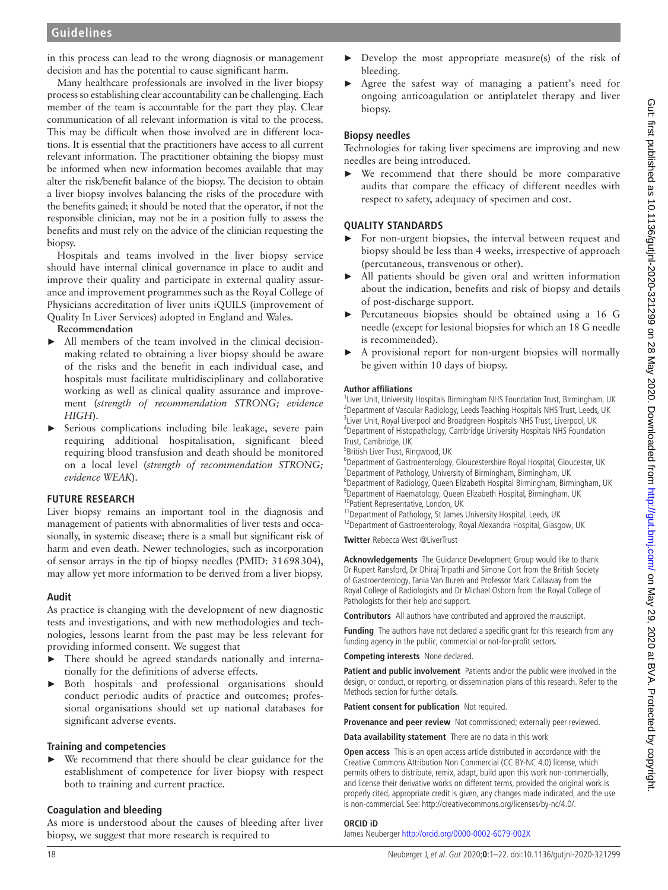in this process can lead to the wrong diagnosis or management decision and has the potential to cause significant harm.

Many healthcare professionals are involved in the liver biopsy process so establishing clear accountability can be challenging. Each member of the team is accountable for the part they play. Clear communication of all relevant information is vital to the process. This may be difficult when those involved are in different locations. It is essential that the practitioners have access to all current relevant information. The practitioner obtaining the biopsy must be informed when new information becomes available that may alter the risk/benefit balance of the biopsy. The decision to obtain a liver biopsy involves balancing the risks of the procedure with the benefits gained; it should be noted that the operator, if not the responsible clinician, may not be in a position fully to assess the benefits and must rely on the advice of the clinician requesting the biopsy.

Hospitals and teams involved in the liver biopsy service should have internal clinical governance in place to audit and improve their quality and participate in external quality assurance and improvement programmes such as the Royal College of Physicians accreditation of liver units iQUILS (improvement of Quality In Liver Services) adopted in England and Wales.

**Recommendation**

- All members of the team involved in the clinical decision-making related to obtaining a liver biopsy should be aware of the risks and the benefit in each individual case, and hospitals must facilitate multidisciplinary and collaborative working as well as clinical quality assurance and improvement (*strength of recommendation STRONG; evidence HIGH*).
- Serious complications including bile leakage, severe pain requiring additional hospitalisation, significant bleed requiring blood transfusion and death should be monitored on a local level (*strength of recommendation STRONG; evidence WEAK*).

## FUTURE RESEARCH

Liver biopsy remains an important tool in the diagnosis and management of patients with abnormalities of liver tests and occasionally, in systemic disease; there is a small but significant risk of harm and even death. Newer technologies, such as incorporation of sensor arrays in the tip of biopsy needles (PMID: 31698304), may allow yet more information to be derived from a liver biopsy.

### Audit

As practice is changing with the development of new diagnostic tests and investigations, and with new methodologies and technologies, lessons learnt from the past may be less relevant for providing informed consent. We suggest that

- There should be agreed standards nationally and internationally for the definitions of adverse effects.
- Both hospitals and professional organisations should conduct periodic audits of practice and outcomes; professional organisations should set up national databases for significant adverse events.

### Training and competencies

- We recommend that there should be clear guidance for the establishment of competence for liver biopsy with respect both to training and current practice.

### Coagulation and bleeding

As more is understood about the causes of bleeding after liver biopsy, we suggest that more research is required to

- Develop the most appropriate measure(s) of the risk of bleeding.
- Agree the safest way of managing a patient's need for ongoing anticoagulation or antiplatelet therapy and liver biopsy.

### Biopsy needles

Technologies for taking liver specimens are improving and new needles are being introduced.

- We recommend that there should be more comparative audits that compare the efficacy of different needles with respect to safety, adequacy of specimen and cost.

## QUALITY STANDARDS

- For non-urgent biopsies, the interval between request and biopsy should be less than 4 weeks, irrespective of approach (percutaneous, transvenous or other).
- All patients should be given oral and written information about the indication, benefits and risk of biopsy and details of post-discharge support.
- Percutaneous biopsies should be obtained using a 16 G needle (except for lesional biopsies for which an 18 G needle is recommended).
- A provisional report for non-urgent biopsies will normally be given within 10 days of biopsy.

**Author affiliations**
[1]Liver Unit, University Hospitals Birmingham NHS Foundation Trust, Birmingham, UK
[2]Department of Vascular Radiology, Leeds Teaching Hospitals NHS Trust, Leeds, UK
[3]Liver Unit, Royal Liverpool and Broadgreen Hospitals NHS Trust, Liverpool, UK
[4]Department of Histopathology, Cambridge University Hospitals NHS Foundation Trust, Cambridge, UK
[5]British Liver Trust, Ringwood, UK
[6]Department of Gastroenterology, Gloucestershire Royal Hospital, Gloucester, UK
[7]Department of Pathology, University of Birmingham, Birmingham, UK
[8]Department of Radiology, Queen Elizabeth Hospital Birmingham, Birmingham, UK
[9]Department of Haematology, Queen Elizabeth Hospital, Birmingham, UK
[10]Patient Representative, London, UK
[11]Department of Pathology, St James University Hospital, Leeds, UK
[12]Department of Gastroenterology, Royal Alexandra Hospital, Glasgow, UK

**Twitter** Rebecca West @LiverTrust

**Acknowledgements** The Guidance Development Group would like to thank Dr Rupert Ransford, Dr Dhiraj Tripathi and Simone Cort from the British Society of Gastroenterology, Tania Van Buren and Professor Mark Callaway from the Royal College of Radiologists and Dr Michael Osborn from the Royal College of Pathologists for their help and support.

**Contributors** All authors have contributed and approved the mauscriipt.

**Funding** The authors have not declared a specific grant for this research from any funding agency in the public, commercial or not-for-profit sectors.

**Competing interests** None declared.

**Patient and public involvement** Patients and/or the public were involved in the design, or conduct, or reporting, or dissemination plans of this research. Refer to the Methods section for further details.

**Patient consent for publication** Not required.

**Provenance and peer review** Not commissioned; externally peer reviewed.

**Data availability statement** There are no data in this work

**Open access** This is an open access article distributed in accordance with the Creative Commons Attribution Non Commercial (CC BY-NC 4.0) license, which permits others to distribute, remix, adapt, build upon this work non-commercially, and license their derivative works on different terms, provided the original work is properly cited, appropriate credit is given, any changes made indicated, and the use is non-commercial. See: http://creativecommons.org/licenses/by-nc/4.0/.

**ORCID iD**
James Neuberger http://orcid.org/0000-0002-6079-002X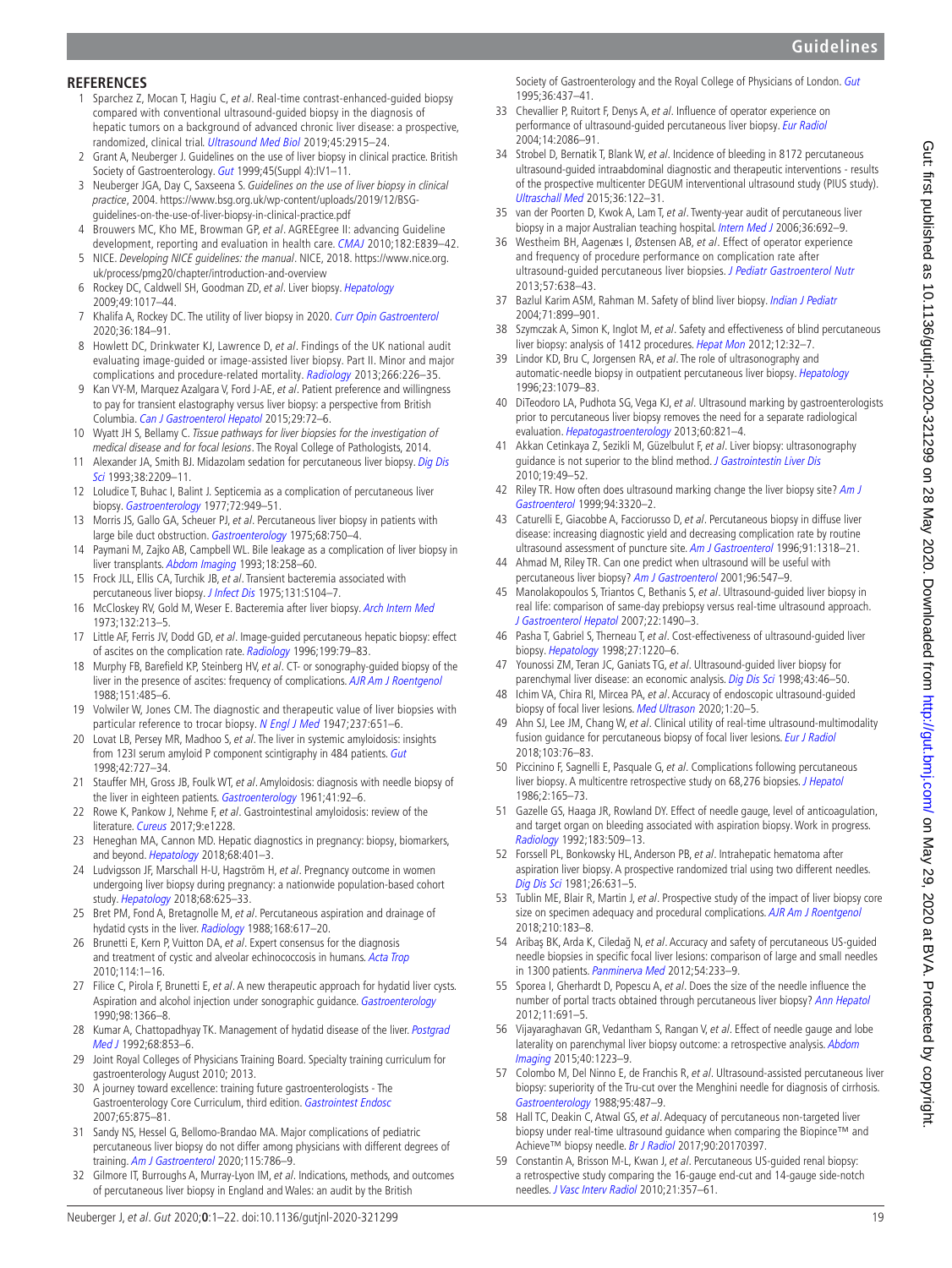## REFERENCES

1. Sparchez Z, Mocan T, Hagiu C, *et al*. Real-time contrast-enhanced-guided biopsy compared with conventional ultrasound-guided biopsy in the diagnosis of hepatic tumors on a background of advanced chronic liver disease: a prospective, randomized, clinical trial. *Ultrasound Med Biol* 2019;45:2915–24.
2. Grant A, Neuberger J. Guidelines on the use of liver biopsy in clinical practice. British Society of Gastroenterology. *Gut* 1999;45(Suppl 4):IV1–11.
3. Neuberger JGA, Day C, Saxseena S. *Guidelines on the use of liver biopsy in clinical practice*, 2004. https://www.bsg.org.uk/wp-content/uploads/2019/12/BSG-guidelines-on-the-use-of-liver-biopsy-in-clinical-practice.pdf
4. Brouwers MC, Kho ME, Browman GP, *et al*. AGREEgree II: advancing Guideline development, reporting and evaluation in health care. *CMAJ* 2010;182:E839–42.
5. NICE. *Developing NICE guidelines: the manual*. NICE, 2018. https://www.nice.org.uk/process/pmg20/chapter/introduction-and-overview
6. Rockey DC, Caldwell SH, Goodman ZD, *et al*. Liver biopsy. *Hepatology* 2009;49:1017–44.
7. Khalifa A, Rockey DC. The utility of liver biopsy in 2020. *Curr Opin Gastroenterol* 2020;36:184–91.
8. Howlett DC, Drinkwater KJ, Lawrence D, *et al*. Findings of the UK national audit evaluating image-guided or image-assisted liver biopsy. Part II. Minor and major complications and procedure-related mortality. *Radiology* 2013;266:226–35.
9. Kan VY-M, Marquez Azalgara V, Ford J-AE, *et al*. Patient preference and willingness to pay for transient elastography versus liver biopsy: a perspective from British Columbia. *Can J Gastroenterol Hepatol* 2015;29:72–6.
10. Wyatt JH S, Bellamy C. *Tissue pathways for liver biopsies for the investigation of medical disease and for focal lesions*. The Royal College of Pathologists, 2014.
11. Alexander JA, Smith BJ. Midazolam sedation for percutaneous liver biopsy. *Dig Dis Sci* 1993;38:2209–11.
12. Loludice T, Buhac I, Balint J. Septicemia as a complication of percutaneous liver biopsy. *Gastroenterology* 1977;72:949–51.
13. Morris JS, Gallo GA, Scheuer PJ, *et al*. Percutaneous liver biopsy in patients with large bile duct obstruction. *Gastroenterology* 1975;68:750–4.
14. Paymani M, Zajko AB, Campbell WL. Bile leakage as a complication of liver biopsy in liver transplants. *Abdom Imaging* 1993;18:258–60.
15. Frock JLL, Ellis CA, Turchik JB, *et al*. Transient bacteremia associated with percutaneous liver biopsy. *J Infect Dis* 1975;131:S104–7.
16. McCloskey RV, Gold M, Weser E. Bacteremia after liver biopsy. *Arch Intern Med* 1973;132:213–5.
17. Little AF, Ferris JV, Dodd GD, *et al*. Image-guided percutaneous hepatic biopsy: effect of ascites on the complication rate. *Radiology* 1996;199:79–83.
18. Murphy FB, Barefield KP, Steinberg HV, *et al*. CT- or sonography-guided biopsy of the liver in the presence of ascites: frequency of complications. *AJR Am J Roentgenol* 1988;151:485–6.
19. Volwiler W, Jones CM. The diagnostic and therapeutic value of liver biopsies with particular reference to trocar biopsy. *N Engl J Med* 1947;237:651–6.
20. Lovat LB, Persey MR, Madhoo S, *et al*. The liver in systemic amyloidosis: insights from 123I serum amyloid P component scintigraphy in 484 patients. *Gut* 1998;42:727–34.
21. Stauffer MH, Gross JB, Foulk WT, *et al*. Amyloidosis: diagnosis with needle biopsy of the liver in eighteen patients. *Gastroenterology* 1961;41:92–6.
22. Rowe K, Pankow J, Nehme F, *et al*. Gastrointestinal amyloidosis: review of the literature. *Cureus* 2017;9:e1228.
23. Heneghan MA, Cannon MD. Hepatic diagnostics in pregnancy: biopsy, biomarkers, and beyond. *Hepatology* 2018;68:401–3.
24. Ludvigsson JF, Marschall H-U, Hagström H, *et al*. Pregnancy outcome in women undergoing liver biopsy during pregnancy: a nationwide population-based cohort study. *Hepatology* 2018;68:625–33.
25. Bret PM, Fond A, Bretagnolle M, *et al*. Percutaneous aspiration and drainage of hydatid cysts in the liver. *Radiology* 1988;168:617–20.
26. Brunetti E, Kern P, Vuitton DA, *et al*. Expert consensus for the diagnosis and treatment of cystic and alveolar echinococcosis in humans. *Acta Trop* 2010;114:1–16.
27. Filice C, Pirola F, Brunetti E, *et al*. A new therapeutic approach for hydatid liver cysts. Aspiration and alcohol injection under sonographic guidance. *Gastroenterology* 1990;98:1366–8.
28. Kumar A, Chattopadhyay TK. Management of hydatid disease of the liver. *Postgrad Med J* 1992;68:853–6.
29. Joint Royal Colleges of Physicians Training Board. Specialty training curriculum for gastroenterology August 2010; 2013.
30. A journey toward excellence: training future gastroenterologists - The Gastroenterology Core Curriculum, third edition. *Gastrointest Endosc* 2007;65:875–81.
31. Sandy NS, Hessel G, Bellomo-Brandao MA. Major complications of pediatric percutaneous liver biopsy do not differ among physicians with different degrees of training. *Am J Gastroenterol* 2020;115:786–9.
32. Gilmore IT, Burroughs A, Murray-Lyon IM, *et al*. Indications, methods, and outcomes of percutaneous liver biopsy in England and Wales: an audit by the British Society of Gastroenterology and the Royal College of Physicians of London. *Gut* 1995;36:437–41.
33. Chevallier P, Ruitort F, Denys A, *et al*. Influence of operator experience on performance of ultrasound-guided percutaneous liver biopsy. *Eur Radiol* 2004;14:2086–91.
34. Strobel D, Bernatik T, Blank W, *et al*. Incidence of bleeding in 8172 percutaneous ultrasound-guided intraabdominal diagnostic and therapeutic interventions - results of the prospective multicenter DEGUM interventional ultrasound study (PIUS study). *Ultraschall Med* 2015;36:122–31.
35. van der Poorten D, Kwok A, Lam T, *et al*. Twenty-year audit of percutaneous liver biopsy in a major Australian teaching hospital. *Intern Med J* 2006;36:692–9.
36. Westheim BH, Aagenæs I, Østensen AB, *et al*. Effect of operator experience and frequency of procedure performance on complication rate after ultrasound-guided percutaneous liver biopsies. *J Pediatr Gastroenterol Nutr* 2013;57:638–43.
37. Bazlul Karim ASM, Rahman M. Safety of blind liver biopsy. *Indian J Pediatr* 2004;71:899–901.
38. Szymczak A, Simon K, Inglot M, *et al*. Safety and effectiveness of blind percutaneous liver biopsy: analysis of 1412 procedures. *Hepat Mon* 2012;12:32–7.
39. Lindor KD, Bru C, Jorgensen RA, *et al*. The role of ultrasonography and automatic-needle biopsy in outpatient percutaneous liver biopsy. *Hepatology* 1996;23:1079–83.
40. DiTeodoro LA, Pudhota SG, Vega KJ, *et al*. Ultrasound marking by gastroenterologists prior to percutaneous liver biopsy removes the need for a separate radiological evaluation. *Hepatogastroenterology* 2013;60:821–4.
41. Akkan Cetinkaya Z, Sezikli M, Güzelbulut F, *et al*. Liver biopsy: ultrasonography guidance is not superior to the blind method. *J Gastrointestin Liver Dis* 2010;19:49–52.
42. Riley TR. How often does ultrasound marking change the liver biopsy site? *Am J Gastroenterol* 1999;94:3320–2.
43. Caturelli E, Giacobbe A, Facciorusso D, *et al*. Percutaneous biopsy in diffuse liver disease: increasing diagnostic yield and decreasing complication rate by routine ultrasound assessment of puncture site. *Am J Gastroenterol* 1996;91:1318–21.
44. Ahmad M, Riley TR. Can one predict when ultrasound will be useful with percutaneous liver biopsy? *Am J Gastroenterol* 2001;96:547–9.
45. Manolakopoulos S, Triantos C, Bethanis S, *et al*. Ultrasound-guided liver biopsy in real life: comparison of same-day prebiopsy versus real-time ultrasound approach. *J Gastroenterol Hepatol* 2007;22:1490–3.
46. Pasha T, Gabriel S, Therneau T, *et al*. Cost-effectiveness of ultrasound-guided liver biopsy. *Hepatology* 1998;27:1220–6.
47. Younossi ZM, Teran JC, Ganiats TG, *et al*. Ultrasound-guided liver biopsy for parenchymal liver disease: an economic analysis. *Dig Dis Sci* 1998;43:46–50.
48. Ichim VA, Chira RI, Mircea PA, *et al*. Accuracy of endoscopic ultrasound-guided biopsy of focal liver lesions. *Med Ultrason* 2020;1:20–5.
49. Ahn SJ, Lee JM, Chang W, *et al*. Clinical utility of real-time ultrasound-multimodality fusion guidance for percutaneous biopsy of focal liver lesions. *Eur J Radiol* 2018;103:76–83.
50. Piccinino F, Sagnelli E, Pasquale G, *et al*. Complications following percutaneous liver biopsy. A multicentre retrospective study on 68,276 biopsies. *J Hepatol* 1986;2:165–73.
51. Gazelle GS, Haaga JR, Rowland DY. Effect of needle gauge, level of anticoagulation, and target organ on bleeding associated with aspiration biopsy. Work in progress. *Radiology* 1992;183:509–13.
52. Forssell PL, Bonkowsky HL, Anderson PB, *et al*. Intrahepatic hematoma after aspiration liver biopsy. A prospective randomized trial using two different needles. *Dig Dis Sci* 1981;26:631–5.
53. Tublin ME, Blair R, Martin J, *et al*. Prospective study of the impact of liver biopsy core size on specimen adequacy and procedural complications. *AJR Am J Roentgenol* 2018;210:183–8.
54. Aribaş BK, Arda K, Ciledağ N, *et al*. Accuracy and safety of percutaneous US-guided needle biopsies in specific focal liver lesions: comparison of large and small needles in 1300 patients. *Panminerva Med* 2012;54:233–9.
55. Sporea I, Gherhardt D, Popescu A, *et al*. Does the size of the needle influence the number of portal tracts obtained through percutaneous liver biopsy? *Ann Hepatol* 2012;11:691–5.
56. Vijayaraghavan GR, Vedantham S, Rangan V, *et al*. Effect of needle gauge and lobe laterality on parenchymal liver biopsy outcome: a retrospective analysis. *Abdom Imaging* 2015;40:1223–9.
57. Colombo M, Del Ninno E, de Franchis R, *et al*. Ultrasound-assisted percutaneous liver biopsy: superiority of the Tru-cut over the Menghini needle for diagnosis of cirrhosis. *Gastroenterology* 1988;95:487–9.
58. Hall TC, Deakin C, Atwal GS, *et al*. Adequacy of percutaneous non-targeted liver biopsy under real-time ultrasound guidance when comparing the Biopince™ and Achieve™ biopsy needle. *Br J Radiol* 2017;90:20170397.
59. Constantin A, Brisson M-L, Kwan J, *et al*. Percutaneous US-guided renal biopsy: a retrospective study comparing the 16-gauge end-cut and 14-gauge side-notch needles. *J Vasc Interv Radiol* 2010;21:357–61.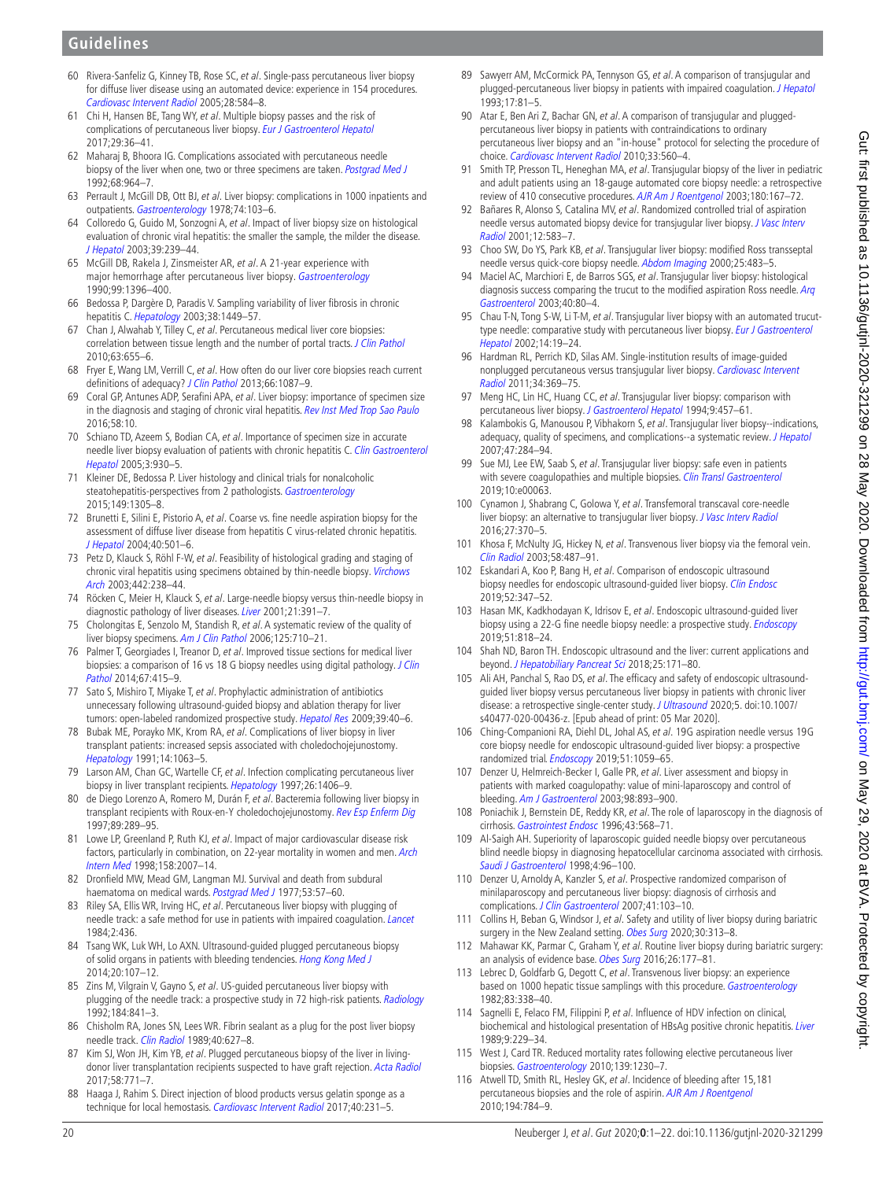60 Rivera-Sanfeliz G, Kinney TB, Rose SC, *et al*. Single-pass percutaneous liver biopsy for diffuse liver disease using an automated device: experience in 154 procedures. *Cardiovasc Intervent Radiol* 2005;28:584–8.

61 Chi H, Hansen BE, Tang WY, *et al*. Multiple biopsy passes and the risk of complications of percutaneous liver biopsy. *Eur J Gastroenterol Hepatol* 2017;29:36–41.

62 Maharaj B, Bhoora IG. Complications associated with percutaneous needle biopsy of the liver when one, two or three specimens are taken. *Postgrad Med J* 1992;68:964–7.

63 Perrault J, McGill DB, Ott BJ, *et al*. Liver biopsy: complications in 1000 inpatients and outpatients. *Gastroenterology* 1978;74:103–6.

64 Colloredo G, Guido M, Sonzogni A, *et al*. Impact of liver biopsy size on histological evaluation of chronic viral hepatitis: the smaller the sample, the milder the disease. *J Hepatol* 2003;39:239–44.

65 McGill DB, Rakela J, Zinsmeister AR, *et al*. A 21-year experience with major hemorrhage after percutaneous liver biopsy. *Gastroenterology* 1990;99:1396–400.

66 Bedossa P, Dargère D, Paradis V. Sampling variability of liver fibrosis in chronic hepatitis C. *Hepatology* 2003;38:1449–57.

67 Chan J, Alwahab Y, Tilley C, *et al*. Percutaneous medical liver core biopsies: correlation between tissue length and the number of portal tracts. *J Clin Pathol* 2010;63:655–6.

68 Fryer E, Wang LM, Verrill C, *et al*. How often do our liver core biopsies reach current definitions of adequacy? *J Clin Pathol* 2013;66:1087–9.

69 Coral GP, Antunes ADP, Serafini APA, *et al*. Liver biopsy: importance of specimen size in the diagnosis and staging of chronic viral hepatitis. *Rev Inst Med Trop Sao Paulo* 2016;58:10.

70 Schiano TD, Azeem S, Bodian CA, *et al*. Importance of specimen size in accurate needle liver biopsy evaluation of patients with chronic hepatitis C. *Clin Gastroenterol Hepatol* 2005;3:930–5.

71 Kleiner DE, Bedossa P. Liver histology and clinical trials for nonalcoholic steatohepatitis-perspectives from 2 pathologists. *Gastroenterology* 2015;149:1305–8.

72 Brunetti E, Silini E, Pistorio A, *et al*. Coarse vs. fine needle aspiration biopsy for the assessment of diffuse liver disease from hepatitis C virus-related chronic hepatitis. *J Hepatol* 2004;40:501–6.

73 Petz D, Klauck S, Röhl F-W, *et al*. Feasibility of histological grading and staging of chronic viral hepatitis using specimens obtained by thin-needle biopsy. *Virchows Arch* 2003;442:238–44.

74 Röcken C, Meier H, Klauck S, *et al*. Large-needle biopsy versus thin-needle biopsy in diagnostic pathology of liver diseases. *Liver* 2001;21:391–7.

75 Cholongitas E, Senzolo M, Standish R, *et al*. A systematic review of the quality of liver biopsy specimens. *Am J Clin Pathol* 2006;125:710–21.

76 Palmer T, Georgiades I, Treanor D, *et al*. Improved tissue sections for medical liver biopsies: a comparison of 16 vs 18 G biopsy needles using digital pathology. *J Clin Pathol* 2014;67:415–9.

77 Sato S, Mishiro T, Miyake T, *et al*. Prophylactic administration of antibiotics unnecessary following ultrasound-guided biopsy and ablation therapy for liver tumors: open-labeled randomized prospective study. *Hepatol Res* 2009;39:40–6.

78 Bubak ME, Porayko MK, Krom RA, *et al*. Complications of liver biopsy in liver transplant patients: increased sepsis associated with choledochojejunostomy. *Hepatology* 1991;14:1063–5.

79 Larson AM, Chan GC, Wartelle CF, *et al*. Infection complicating percutaneous liver biopsy in liver transplant recipients. *Hepatology* 1997;26:1406–9.

80 de Diego Lorenzo A, Romero M, Durán F, *et al*. Bacteremia following liver biopsy in transplant recipients with Roux-en-Y choledochojejunostomy. *Rev Esp Enferm Dig* 1997;89:289–95.

81 Lowe LP, Greenland P, Ruth KJ, *et al*. Impact of major cardiovascular disease risk factors, particularly in combination, on 22-year mortality in women and men. *Arch Intern Med* 1998;158:2007–14.

82 Dronfield MW, Mead GM, Langman MJ. Survival and death from subdural haematoma on medical wards. *Postgrad Med J* 1977;53:57–60.

83 Riley SA, Ellis WR, Irving HC, *et al*. Percutaneous liver biopsy with plugging of needle track: a safe method for use in patients with impaired coagulation. *Lancet* 1984;2:436.

84 Tsang WK, Luk WH, Lo AXN. Ultrasound-guided plugged percutaneous biopsy of solid organs in patients with bleeding tendencies. *Hong Kong Med J* 2014;20:107–12.

85 Zins M, Vilgrain V, Gayno S, *et al*. US-guided percutaneous liver biopsy with plugging of the needle track: a prospective study in 72 high-risk patients. *Radiology* 1992;184:841–3.

86 Chisholm RA, Jones SN, Lees WR. Fibrin sealant as a plug for the post liver biopsy needle track. *Clin Radiol* 1989;40:627–8.

87 Kim SJ, Won JH, Kim YB, *et al*. Plugged percutaneous biopsy of the liver in living-donor liver transplantation recipients suspected to have graft rejection. *Acta Radiol* 2017;58:771–7.

88 Haaga J, Rahim S. Direct injection of blood products versus gelatin sponge as a technique for local hemostasis. *Cardiovasc Intervent Radiol* 2017;40:231–5.

89 Sawyerr AM, McCormick PA, Tennyson GS, *et al*. A comparison of transjugular and plugged-percutaneous liver biopsy in patients with impaired coagulation. *J Hepatol* 1993;17:81–5.

90 Atar E, Ben Ari Z, Bachar GN, *et al*. A comparison of transjugular and plugged-percutaneous liver biopsy in patients with contraindications to ordinary percutaneous liver biopsy and an "in-house" protocol for selecting the procedure of choice. *Cardiovasc Intervent Radiol* 2010;33:560–4.

91 Smith TP, Presson TL, Heneghan MA, *et al*. Transjugular biopsy of the liver in pediatric and adult patients using an 18-gauge automated core biopsy needle: a retrospective review of 410 consecutive procedures. *AJR Am J Roentgenol* 2003;180:167–72.

92 Bañares R, Alonso S, Catalina MV, *et al*. Randomized controlled trial of aspiration needle versus automated biopsy device for transjugular liver biopsy. *J Vasc Interv Radiol* 2001;12:583–7.

93 Choo SW, Do YS, Park KB, *et al*. Transjugular liver biopsy: modified Ross transseptal needle versus quick-core biopsy needle. *Abdom Imaging* 2000;25:483–5.

94 Maciel AC, Marchiori E, de Barros SGS, *et al*. Transjugular liver biopsy: histological diagnosis success comparing the trucut to the modified aspiration Ross needle. *Arq Gastroenterol* 2003;40:80–4.

95 Chau T-N, Tong S-W, Li T-M, *et al*. Transjugular liver biopsy with an automated trucut-type needle: comparative study with percutaneous liver biopsy. *Eur J Gastroenterol Hepatol* 2002;14:19–24.

96 Hardman RL, Perrich KD, Silas AM. Single-institution results of image-guided nonplugged percutaneous versus transjugular liver biopsy. *Cardiovasc Intervent Radiol* 2011;34:369–75.

97 Meng HC, Lin HC, Huang CC, *et al*. Transjugular liver biopsy: comparison with percutaneous liver biopsy. *J Gastroenterol Hepatol* 1994;9:457–61.

98 Kalambokis G, Manousou P, Vibhakorn S, *et al*. Transjugular liver biopsy--indications, adequacy, quality of specimens, and complications--a systematic review. *J Hepatol* 2007;47:284–94.

99 Sue MJ, Lee EW, Saab S, *et al*. Transjugular liver biopsy: safe even in patients with severe coagulopathies and multiple biopsies. *Clin Transl Gastroenterol* 2019;10:e00063.

100 Cynamon J, Shabrang C, Golowa Y, *et al*. Transfemoral transcaval core-needle liver biopsy: an alternative to transjugular liver biopsy. *J Vasc Interv Radiol* 2016;27:370–5.

101 Khosa F, McNulty JG, Hickey N, *et al*. Transvenous liver biopsy via the femoral vein. *Clin Radiol* 2003;58:487–91.

102 Eskandari A, Koo P, Bang H, *et al*. Comparison of endoscopic ultrasound biopsy needles for endoscopic ultrasound-guided liver biopsy. *Clin Endosc* 2019;52:347–52.

103 Hasan MK, Kadkhodayan K, Idrisov E, *et al*. Endoscopic ultrasound-guided liver biopsy using a 22-G fine needle biopsy needle: a prospective study. *Endoscopy* 2019;51:818–24.

104 Shah ND, Baron TH. Endoscopic ultrasound and the liver: current applications and beyond. *J Hepatobiliary Pancreat Sci* 2018;25:171–80.

105 Ali AH, Panchal S, Rao DS, *et al*. The efficacy and safety of endoscopic ultrasound-guided liver biopsy versus percutaneous liver biopsy in patients with chronic liver disease: a retrospective single-center study. *J Ultrasound* 2020;5. doi:10.1007/s40477-020-00436-z. [Epub ahead of print: 05 Mar 2020].

106 Ching-Companioni RA, Diehl DL, Johal AS, *et al*. 19G aspiration needle versus 19G core biopsy needle for endoscopic ultrasound-guided liver biopsy: a prospective randomized trial. *Endoscopy* 2019;51:1059–65.

107 Denzer U, Helmreich-Becker I, Galle PR, *et al*. Liver assessment and biopsy in patients with marked coagulopathy: value of mini-laparoscopy and control of bleeding. *Am J Gastroenterol* 2003;98:893–900.

108 Poniachik J, Bernstein DE, Reddy KR, *et al*. The role of laparoscopy in the diagnosis of cirrhosis. *Gastrointest Endosc* 1996;43:568–71.

109 Al-Saigh AH. Superiority of laparoscopic guided needle biopsy over percutaneous blind needle biopsy in diagnosing hepatocellular carcinoma associated with cirrhosis. *Saudi J Gastroenterol* 1998;4:96–100.

110 Denzer U, Arnoldy A, Kanzler S, *et al*. Prospective randomized comparison of minilaparoscopy and percutaneous liver biopsy: diagnosis of cirrhosis and complications. *J Clin Gastroenterol* 2007;41:103–10.

111 Collins H, Beban G, Windsor J, *et al*. Safety and utility of liver biopsy during bariatric surgery in the New Zealand setting. *Obes Surg* 2020;30:313–8.

112 Mahawar KK, Parmar C, Graham Y, *et al*. Routine liver biopsy during bariatric surgery: an analysis of evidence base. *Obes Surg* 2016;26:177–81.

113 Lebrec D, Goldfarb G, Degott C, *et al*. Transvenous liver biopsy: an experience based on 1000 hepatic tissue samplings with this procedure. *Gastroenterology* 1982;83:338–40.

114 Sagnelli E, Felaco FM, Filippini P, *et al*. Influence of HDV infection on clinical, biochemical and histological presentation of HBsAg positive chronic hepatitis. *Liver* 1989;9:229–34.

115 West J, Card TR. Reduced mortality rates following elective percutaneous liver biopsies. *Gastroenterology* 2010;139:1230–7.

116 Atwell TD, Smith RL, Hesley GK, *et al*. Incidence of bleeding after 15,181 percutaneous biopsies and the role of aspirin. *AJR Am J Roentgenol* 2010;194:784–9.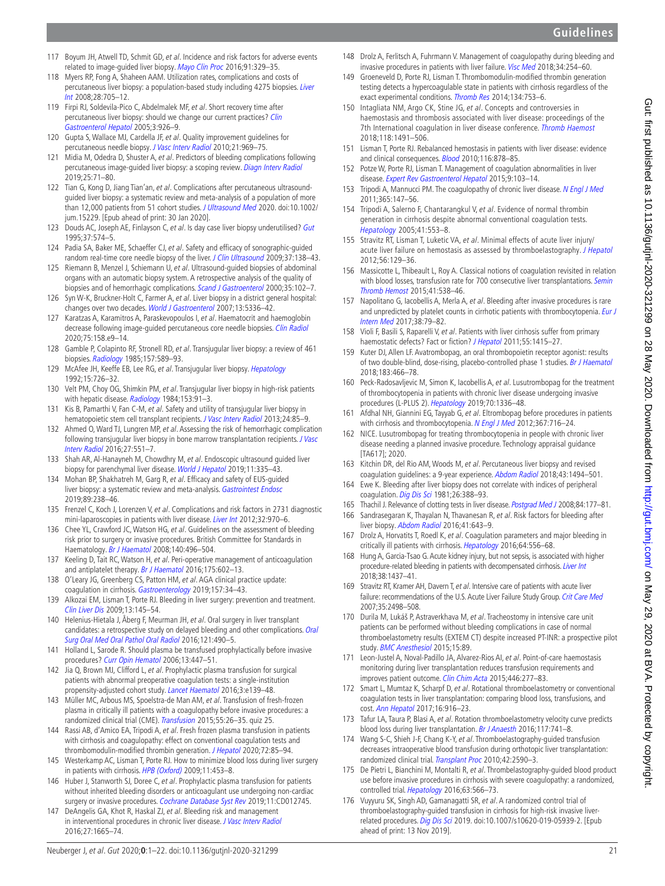117 Boyum JH, Atwell TD, Schmit GD, *et al*. Incidence and risk factors for adverse events related to image-guided liver biopsy. *Mayo Clin Proc* 2016;91:329–35.

118 Myers RP, Fong A, Shaheen AAM. Utilization rates, complications and costs of percutaneous liver biopsy: a population-based study including 4275 biopsies. *Liver Int* 2008;28:705–12.

119 Firpi RJ, Soldevila-Pico C, Abdelmalek MF, *et al*. Short recovery time after percutaneous liver biopsy: should we change our current practices? *Clin Gastroenterol Hepatol* 2005;3:926–9.

120 Gupta S, Wallace MJ, Cardella JF, *et al*. Quality improvement guidelines for percutaneous needle biopsy. *J Vasc Interv Radiol* 2010;21:969–75.

121 Midia M, Odedra D, Shuster A, *et al*. Predictors of bleeding complications following percutaneous image-guided liver biopsy: a scoping review. *Diagn Interv Radiol* 2019;25:71–80.

122 Tian G, Kong D, Jiang Tian'an, *et al*. Complications after percutaneous ultrasound-guided liver biopsy: a systematic review and meta-analysis of a population of more than 12,000 patients from 51 cohort studies. *J Ultrasound Med* 2020. doi:10.1002/jum.15229. [Epub ahead of print: 30 Jan 2020].

123 Douds AC, Joseph AE, Finlayson C, *et al*. Is day case liver biopsy underutilised? *Gut* 1995;37:574–5.

124 Padia SA, Baker ME, Schaeffer CJ, *et al*. Safety and efficacy of sonographic-guided random real-time core needle biopsy of the liver. *J Clin Ultrasound* 2009;37:138–43.

125 Riemann B, Menzel J, Schiemann U, *et al*. Ultrasound-guided biopsies of abdominal organs with an automatic biopsy system. A retrospective analysis of the quality of biopsies and of hemorrhagic complications. *Scand J Gastroenterol* 2000;35:102–7.

126 Syn W-K, Bruckner-Holt C, Farmer A, *et al*. Liver biopsy in a district general hospital: changes over two decades. *World J Gastroenterol* 2007;13:5336–42.

127 Karatzas A, Karamitros A, Paraskevopoulos I, *et al*. Haematocrit and haemoglobin decrease following image-guided percutaneous core needle biopsies. *Clin Radiol* 2020;75:158.e9–14.

128 Gamble P, Colapinto RF, Stronell RD, *et al*. Transjugular liver biopsy: a review of 461 biopsies. *Radiology* 1985;157:589–93.

129 McAfee JH, Keeffe EB, Lee RG, *et al*. Transjugular liver biopsy. *Hepatology* 1992;15:726–32.

130 Velt PM, Choy OG, Shimkin PM, *et al*. Transjugular liver biopsy in high-risk patients with hepatic disease. *Radiology* 1984;153:91–3.

131 Kis B, Pamarthi V, Fan C-M, *et al*. Safety and utility of transjugular liver biopsy in hematopoietic stem cell transplant recipients. *J Vasc Interv Radiol* 2013;24:85–9.

132 Ahmed O, Ward TJ, Lungren MP, *et al*. Assessing the risk of hemorrhagic complication following transjugular liver biopsy in bone marrow transplantation recipients. *J Vasc Interv Radiol* 2016;27:551–7.

133 Shah AR, Al-Hanayneh M, Chowdhry M, *et al*. Endoscopic ultrasound guided liver biopsy for parenchymal liver disease. *World J Hepatol* 2019;11:335–43.

134 Mohan BP, Shakhatreh M, Garg R, *et al*. Efficacy and safety of EUS-guided liver biopsy: a systematic review and meta-analysis. *Gastrointest Endosc* 2019;89:238–46.

135 Frenzel C, Koch J, Lorenzen V, *et al*. Complications and risk factors in 2731 diagnostic mini-laparoscopies in patients with liver disease. *Liver Int* 2012;32:970–6.

136 Chee YL, Crawford JC, Watson HG, *et al*. Guidelines on the assessment of bleeding risk prior to surgery or invasive procedures. British Committee for Standards in Haematology. *Br J Haematol* 2008;140:496–504.

137 Keeling D, Tait RC, Watson H, *et al*. Peri-operative management of anticoagulation and antiplatelet therapy. *Br J Haematol* 2016;175:602–13.

138 O'Leary JG, Greenberg CS, Patton HM, *et al*. AGA clinical practice update: coagulation in cirrhosis. *Gastroenterology* 2019;157:34–43.

139 Alkozai EM, Lisman T, Porte RJ. Bleeding in liver surgery: prevention and treatment. *Clin Liver Dis* 2009;13:145–54.

140 Helenius-Hietala J, Åberg F, Meurman JH, *et al*. Oral surgery in liver transplant candidates: a retrospective study on delayed bleeding and other complications. *Oral Surg Oral Med Oral Pathol Oral Radiol* 2016;121:490–5.

141 Holland L, Sarode R. Should plasma be transfused prophylactically before invasive procedures? *Curr Opin Hematol* 2006;13:447–51.

142 Jia Q, Brown MJ, Clifford L, *et al*. Prophylactic plasma transfusion for surgical patients with abnormal preoperative coagulation tests: a single-institution propensity-adjusted cohort study. *Lancet Haematol* 2016;3:e139–48.

143 Müller MC, Arbous MS, Spoelstra-de Man AM, *et al*. Transfusion of fresh-frozen plasma in critically ill patients with a coagulopathy before invasive procedures: a randomized clinical trial (CME). *Transfusion* 2015;55:26–35. quiz 25.

144 Rassi AB, d'Amico EA, Tripodi A, *et al*. Fresh frozen plasma transfusion in patients with cirrhosis and coagulopathy: effect on conventional coagulation tests and thrombomodulin-modified thrombin generation. *J Hepatol* 2020;72:85–94.

145 Westerkamp AC, Lisman T, Porte RJ. How to minimize blood loss during liver surgery in patients with cirrhosis. *HPB (Oxford)* 2009;11:453–8.

146 Huber J, Stanworth SJ, Doree C, *et al*. Prophylactic plasma transfusion for patients without inherited bleeding disorders or anticoagulant use undergoing non-cardiac surgery or invasive procedures. *Cochrane Database Syst Rev* 2019;11:CD012745.

147 DeAngelis GA, Khot R, Haskal ZJ, *et al*. Bleeding risk and management in interventional procedures in chronic liver disease. *J Vasc Interv Radiol* 2016;27:1665–74.

148 Drolz A, Ferlitsch A, Fuhrmann V. Management of coagulopathy during bleeding and invasive procedures in patients with liver failure. *Visc Med* 2018;34:254–60.

149 Groeneveld D, Porte RJ, Lisman T. Thrombomodulin-modified thrombin generation testing detects a hypercoagulable state in patients with cirrhosis regardless of the exact experimental conditions. *Thromb Res* 2014;134:753–6.

150 Intagliata NM, Argo CK, Stine JG, *et al*. Concepts and controversies in haemostasis and thrombosis associated with liver disease: proceedings of the 7th International coagulation in liver disease conference. *Thromb Haemost* 2018;118:1491–506.

151 Lisman T, Porte RJ. Rebalanced hemostasis in patients with liver disease: evidence and clinical consequences. *Blood* 2010;116:878–85.

152 Potze W, Porte RJ, Lisman T. Management of coagulation abnormalities in liver disease. *Expert Rev Gastroenterol Hepatol* 2015;9:103–14.

153 Tripodi A, Mannucci PM. The coagulopathy of chronic liver disease. *N Engl J Med* 2011;365:147–56.

154 Tripodi A, Salerno F, Chantarangkul V, *et al*. Evidence of normal thrombin generation in cirrhosis despite abnormal conventional coagulation tests. *Hepatology* 2005;41:553–8.

155 Stravitz RT, Lisman T, Luketic VA, *et al*. Minimal effects of acute liver injury/acute liver failure on hemostasis as assessed by thromboelastography. *J Hepatol* 2012;56:129–36.

156 Massicotte L, Thibeault L, Roy A. Classical notions of coagulation revisited in relation with blood losses, transfusion rate for 700 consecutive liver transplantations. *Semin Thromb Hemost* 2015;41:538–46.

157 Napolitano G, Iacobellis A, Merla A, *et al*. Bleeding after invasive procedures is rare and unpredicted by platelet counts in cirrhotic patients with thrombocytopenia. *Eur J Intern Med* 2017;38:79–82.

158 Violi F, Basili S, Raparelli V, *et al*. Patients with liver cirrhosis suffer from primary haemostatic defects? Fact or fiction? *J Hepatol* 2011;55:1415–27.

159 Kuter DJ, Allen LF. Avatrombopag, an oral thrombopoietin receptor agonist: results of two double-blind, dose-rising, placebo-controlled phase 1 studies. *Br J Haematol* 2018;183:466–78.

160 Peck-Radosavljevic M, Simon K, Iacobellis A, *et al*. Lusutrombopag for the treatment of thrombocytopenia in patients with chronic liver disease undergoing invasive procedures (L-PLUS 2). *Hepatology* 2019;70:1336–48.

161 Afdhal NH, Giannini EG, Tayyab G, *et al*. Eltrombopag before procedures in patients with cirrhosis and thrombocytopenia. *N Engl J Med* 2012;367:716–24.

162 NICE. Lusutrombopag for treating thrombocytopenia in people with chronic liver disease needing a planned invasive procedure. Technology appraisal guidance [TA617]; 2020.

163 Kitchin DR, del Rio AM, Woods M, *et al*. Percutaneous liver biopsy and revised coagulation guidelines: a 9-year experience. *Abdom Radiol* 2018;43:1494–501.

164 Ewe K. Bleeding after liver biopsy does not correlate with indices of peripheral coagulation. *Dig Dis Sci* 1981;26:388–93.

165 Thachil J. Relevance of clotting tests in liver disease. *Postgrad Med J* 2008;84:177–81.

166 Sandrasegaran K, Thayalan N, Thavanesan R, *et al*. Risk factors for bleeding after liver biopsy. *Abdom Radiol* 2016;41:643–9.

167 Drolz A, Horvatits T, Roedl K, *et al*. Coagulation parameters and major bleeding in critically ill patients with cirrhosis. *Hepatology* 2016;64:556–68.

168 Hung A, Garcia-Tsao G. Acute kidney injury, but not sepsis, is associated with higher procedure-related bleeding in patients with decompensated cirrhosis. *Liver Int* 2018;38:1437–41.

169 Stravitz RT, Kramer AH, Davern T, *et al*. Intensive care of patients with acute liver failure: recommendations of the U.S. Acute Liver Failure Study Group. *Crit Care Med* 2007;35:2498–508.

170 Durila M, Lukáš P, Astraverkhava M, *et al*. Tracheostomy in intensive care unit patients can be performed without bleeding complications in case of normal thromboelastometry results (EXTEM CT) despite increased PT-INR: a prospective pilot study. *BMC Anesthesiol* 2015;15:89.

171 Leon-Justel A, Noval-Padillo JA, Alvarez-Rios AI, *et al*. Point-of-care haemostasis monitoring during liver transplantation reduces transfusion requirements and improves patient outcome. *Clin Chim Acta* 2015;446:277–83.

172 Smart L, Mumtaz K, Scharpf D, *et al*. Rotational thromboelastometry or conventional coagulation tests in liver transplantation: comparing blood loss, transfusions, and cost. *Ann Hepatol* 2017;16:916–23.

173 Tafur LA, Taura P, Blasi A, *et al*. Rotation thromboelastometry velocity curve predicts blood loss during liver transplantation. *Br J Anaesth* 2016;117:741–8.

174 Wang S-C, Shieh J-F, Chang K-Y, *et al*. Thromboelastography-guided transfusion decreases intraoperative blood transfusion during orthotopic liver transplantation: randomized clinical trial. *Transplant Proc* 2010;42:2590–3.

175 De Pietri L, Bianchini M, Montalti R, *et al*. Thrombelastography-guided blood product use before invasive procedures in cirrhosis with severe coagulopathy: a randomized, controlled trial. *Hepatology* 2016;63:566–73.

176 Vuyyuru SK, Singh AD, Gamanagatti SR, *et al*. A randomized control trial of thromboelastography-guided transfusion in cirrhosis for high-risk invasive liver-related procedures. *Dig Dis Sci* 2019. doi:10.1007/s10620-019-05939-2. [Epub ahead of print: 13 Nov 2019].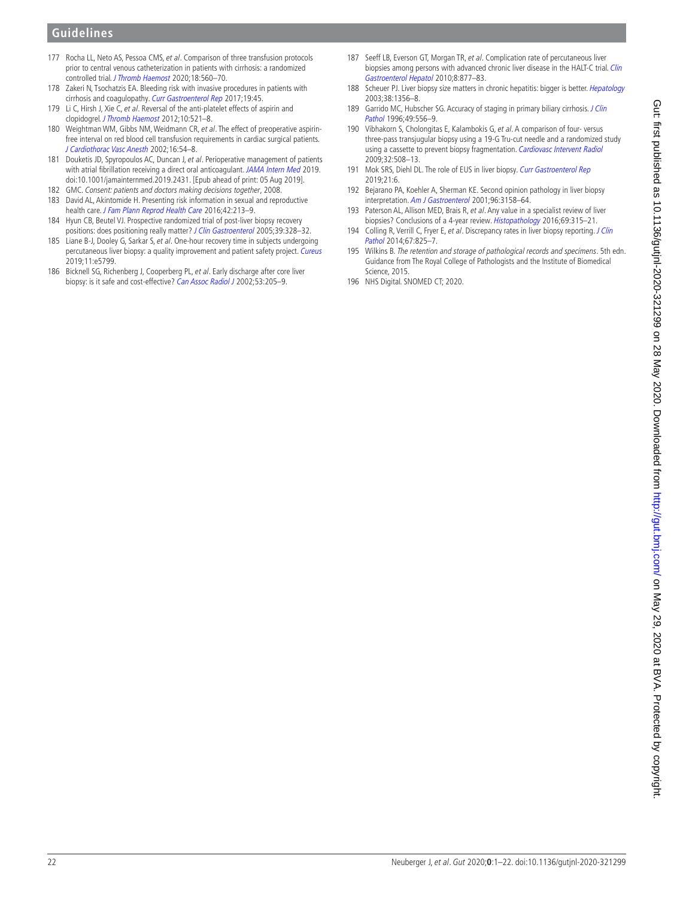177 Rocha LL, Neto AS, Pessoa CMS, *et al*. Comparison of three transfusion protocols prior to central venous catheterization in patients with cirrhosis: a randomized controlled trial. *J Thromb Haemost* 2020;18:560–70.

178 Zakeri N, Tsochatzis EA. Bleeding risk with invasive procedures in patients with cirrhosis and coagulopathy. *Curr Gastroenterol Rep* 2017;19:45.

179 Li C, Hirsh J, Xie C, *et al*. Reversal of the anti-platelet effects of aspirin and clopidogrel. *J Thromb Haemost* 2012;10:521–8.

180 Weightman WM, Gibbs NM, Weidmann CR, *et al*. The effect of preoperative aspirin-free interval on red blood cell transfusion requirements in cardiac surgical patients. *J Cardiothorac Vasc Anesth* 2002;16:54–8.

181 Douketis JD, Spyropoulos AC, Duncan J, *et al*. Perioperative management of patients with atrial fibrillation receiving a direct oral anticoagulant. *JAMA Intern Med* 2019. doi:10.1001/jamainternmed.2019.2431. [Epub ahead of print: 05 Aug 2019].

182 GMC. *Consent: patients and doctors making decisions together*, 2008.

183 David AL, Akintomide H. Presenting risk information in sexual and reproductive health care. *J Fam Plann Reprod Health Care* 2016;42:213–9.

184 Hyun CB, Beutel VJ. Prospective randomized trial of post-liver biopsy recovery positions: does positioning really matter? *J Clin Gastroenterol* 2005;39:328–32.

185 Liane B-J, Dooley G, Sarkar S, *et al*. One-hour recovery time in subjects undergoing percutaneous liver biopsy: a quality improvement and patient safety project. *Cureus* 2019;11:e5799.

186 Bicknell SG, Richenberg J, Cooperberg PL, *et al*. Early discharge after core liver biopsy: is it safe and cost-effective? *Can Assoc Radiol J* 2002;53:205–9.

187 Seeff LB, Everson GT, Morgan TR, *et al*. Complication rate of percutaneous liver biopsies among persons with advanced chronic liver disease in the HALT-C trial. *Clin Gastroenterol Hepatol* 2010;8:877–83.

188 Scheuer PJ. Liver biopsy size matters in chronic hepatitis: bigger is better. *Hepatology* 2003;38:1356–8.

189 Garrido MC, Hubscher SG. Accuracy of staging in primary biliary cirrhosis. *J Clin Pathol* 1996;49:556–9.

190 Vibhakorn S, Cholongitas E, Kalambokis G, *et al*. A comparison of four- versus three-pass transjugular biopsy using a 19-G Tru-cut needle and a randomized study using a cassette to prevent biopsy fragmentation. *Cardiovasc Intervent Radiol* 2009;32:508–13.

191 Mok SRS, Diehl DL. The role of EUS in liver biopsy. *Curr Gastroenterol Rep* 2019;21:6.

192 Bejarano PA, Koehler A, Sherman KE. Second opinion pathology in liver biopsy interpretation. *Am J Gastroenterol* 2001;96:3158–64.

193 Paterson AL, Allison MED, Brais R, *et al*. Any value in a specialist review of liver biopsies? Conclusions of a 4-year review. *Histopathology* 2016;69:315–21.

194 Colling R, Verrill C, Fryer E, *et al*. Discrepancy rates in liver biopsy reporting. *J Clin Pathol* 2014;67:825–7.

195 Wilkins B. *The retention and storage of pathological records and specimens*. 5th edn. Guidance from The Royal College of Pathologists and the Institute of Biomedical Science, 2015.

196 NHS Digital. SNOMED CT; 2020.